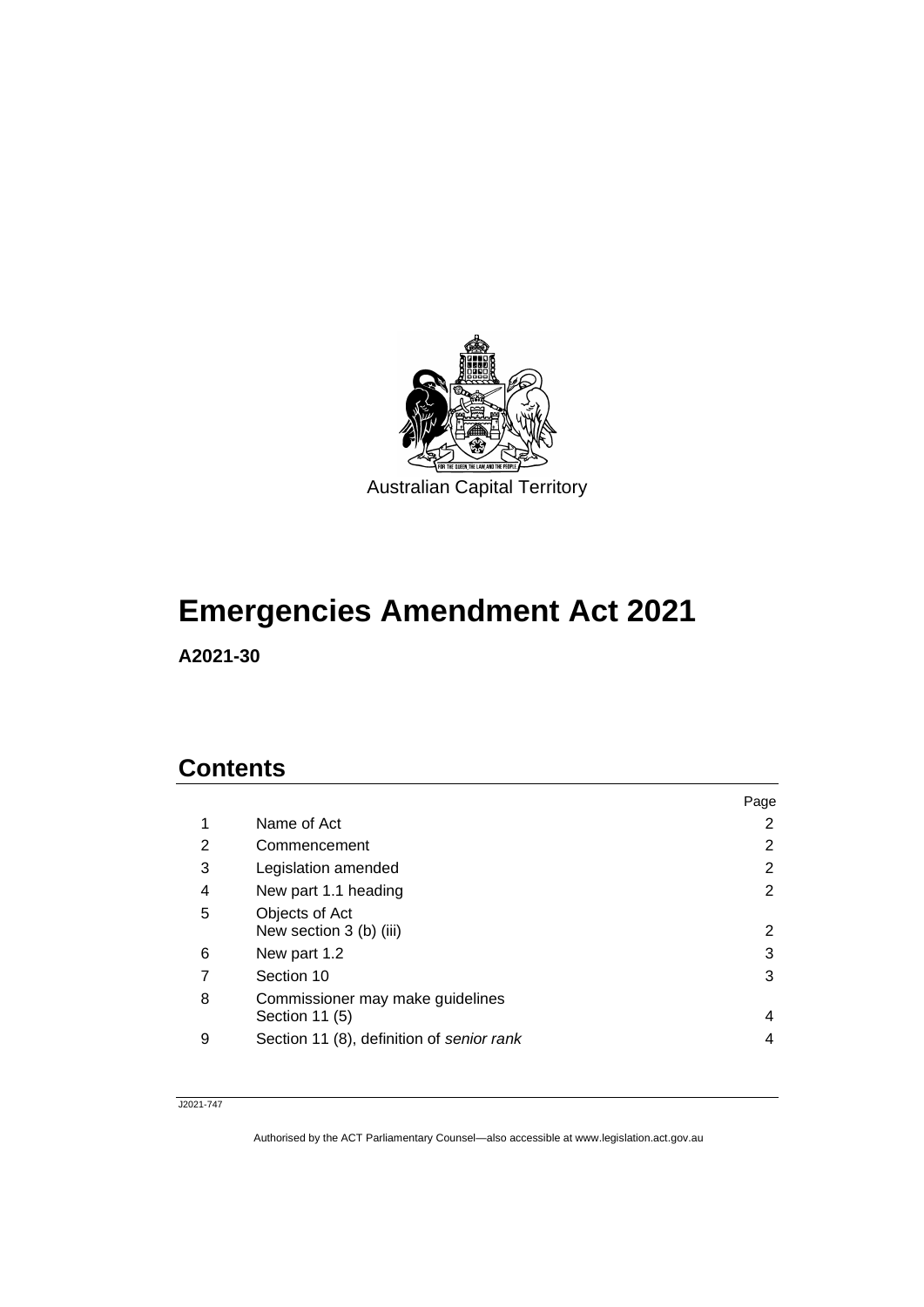Australian Capital Territory

# Emergencies Amendment Act 2021

**A2021-30**

## Contents

| | | Page |
|---|---|---|
| 1 | Name of Act | 2 |
| 2 | Commencement | 2 |
| 3 | Legislation amended | 2 |
| 4 | New part 1.1 heading | 2 |
| 5 | Objects of Act<br>New section 3 (b) (iii) | 2 |
| 6 | New part 1.2 | 3 |
| 7 | Section 10 | 3 |
| 8 | Commissioner may make guidelines<br>Section 11 (5) | 4 |
| 9 | Section 11 (8), definition of *senior rank* | 4 |

J2021-747

Authorised by the ACT Parliamentary Counsel—also accessible at www.legislation.act.gov.au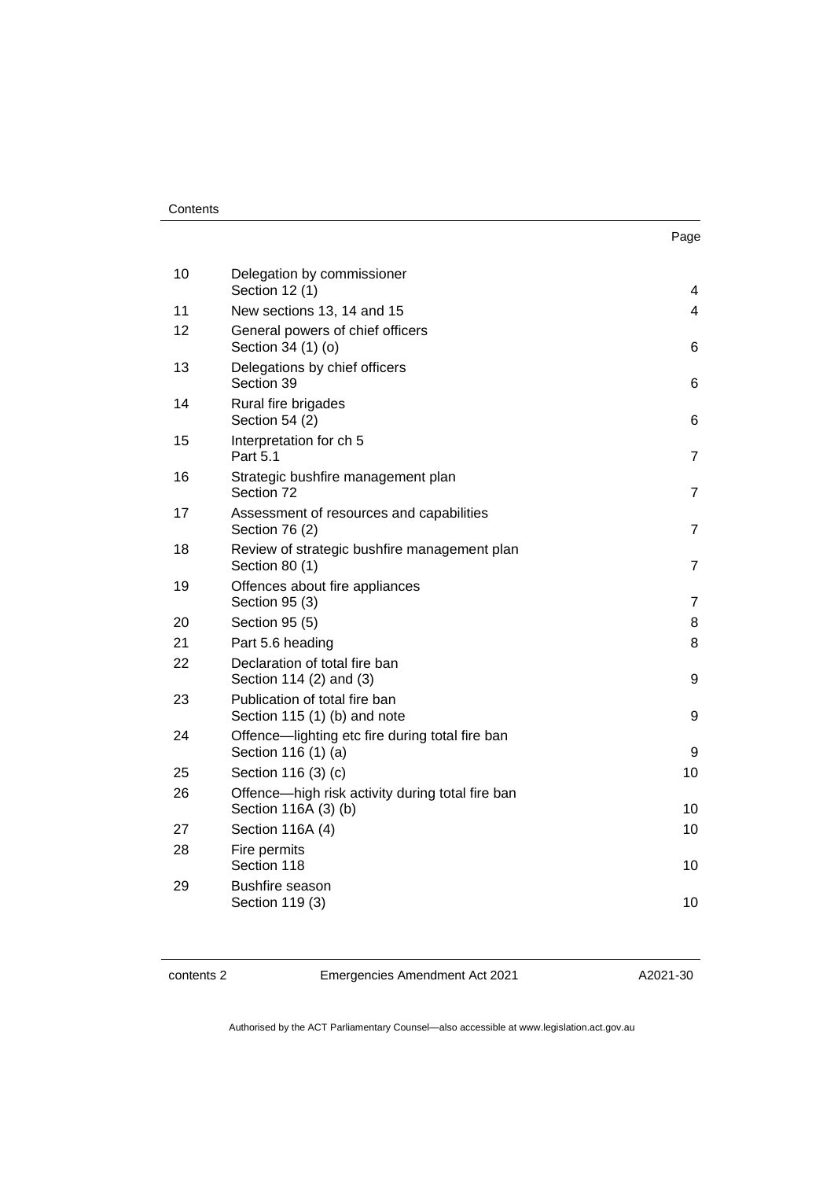| | | Page |
|---|---|---|
| 10 | Delegation by commissioner<br>Section 12 (1) | 4 |
| 11 | New sections 13, 14 and 15 | 4 |
| 12 | General powers of chief officers<br>Section 34 (1) (o) | 6 |
| 13 | Delegations by chief officers<br>Section 39 | 6 |
| 14 | Rural fire brigades<br>Section 54 (2) | 6 |
| 15 | Interpretation for ch 5<br>Part 5.1 | 7 |
| 16 | Strategic bushfire management plan<br>Section 72 | 7 |
| 17 | Assessment of resources and capabilities<br>Section 76 (2) | 7 |
| 18 | Review of strategic bushfire management plan<br>Section 80 (1) | 7 |
| 19 | Offences about fire appliances<br>Section 95 (3) | 7 |
| 20 | Section 95 (5) | 8 |
| 21 | Part 5.6 heading | 8 |
| 22 | Declaration of total fire ban<br>Section 114 (2) and (3) | 9 |
| 23 | Publication of total fire ban<br>Section 115 (1) (b) and note | 9 |
| 24 | Offence—lighting etc fire during total fire ban<br>Section 116 (1) (a) | 9 |
| 25 | Section 116 (3) (c) | 10 |
| 26 | Offence—high risk activity during total fire ban<br>Section 116A (3) (b) | 10 |
| 27 | Section 116A (4) | 10 |
| 28 | Fire permits<br>Section 118 | 10 |
| 29 | Bushfire season<br>Section 119 (3) | 10 |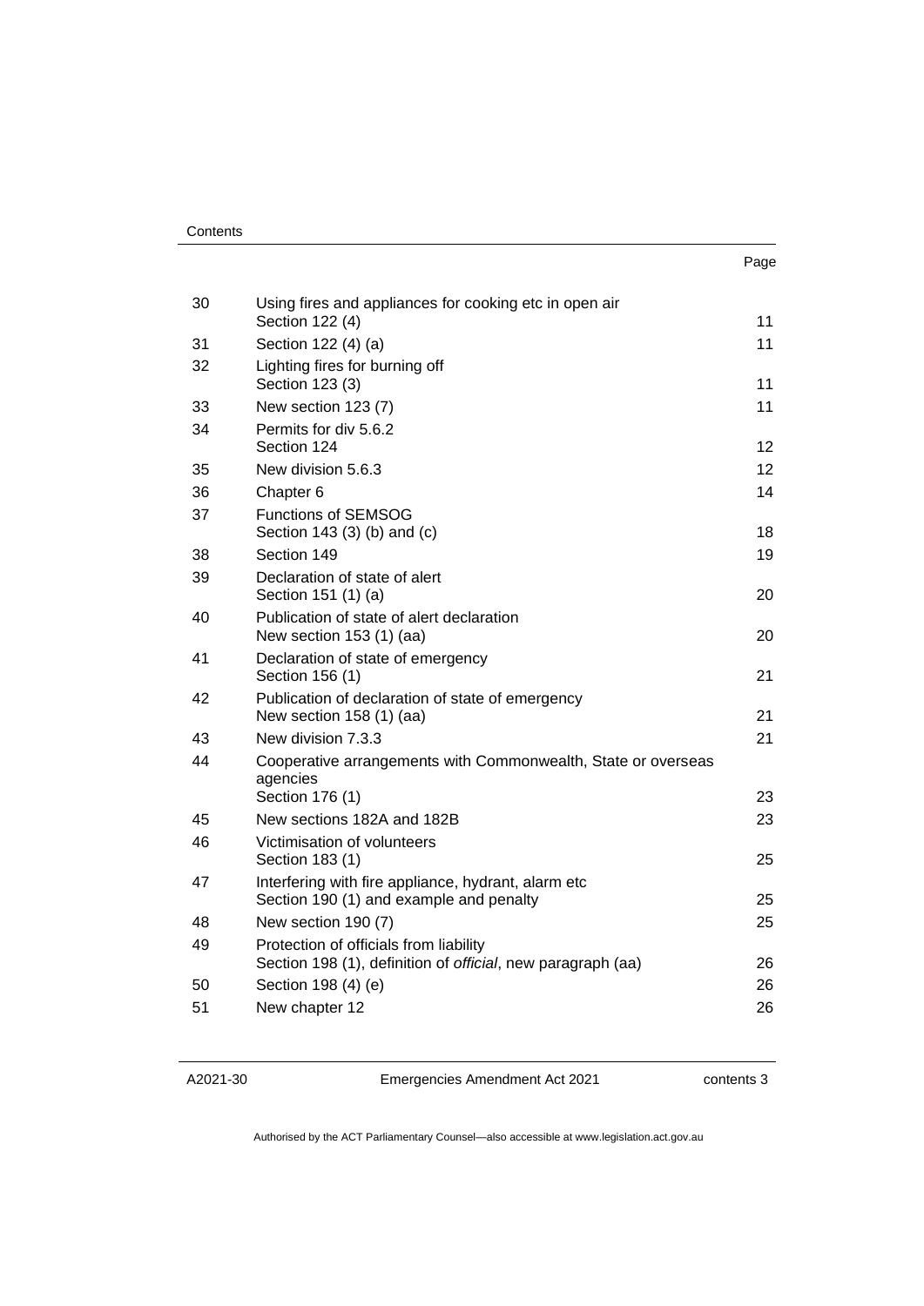| | | Page |
|---|---|---|
| 30 | Using fires and appliances for cooking etc in open air<br>Section 122 (4) | 11 |
| 31 | Section 122 (4) (a) | 11 |
| 32 | Lighting fires for burning off<br>Section 123 (3) | 11 |
| 33 | New section 123 (7) | 11 |
| 34 | Permits for div 5.6.2<br>Section 124 | 12 |
| 35 | New division 5.6.3 | 12 |
| 36 | Chapter 6 | 14 |
| 37 | Functions of SEMSOG<br>Section 143 (3) (b) and (c) | 18 |
| 38 | Section 149 | 19 |
| 39 | Declaration of state of alert<br>Section 151 (1) (a) | 20 |
| 40 | Publication of state of alert declaration<br>New section 153 (1) (aa) | 20 |
| 41 | Declaration of state of emergency<br>Section 156 (1) | 21 |
| 42 | Publication of declaration of state of emergency<br>New section 158 (1) (aa) | 21 |
| 43 | New division 7.3.3 | 21 |
| 44 | Cooperative arrangements with Commonwealth, State or overseas agencies<br>Section 176 (1) | 23 |
| 45 | New sections 182A and 182B | 23 |
| 46 | Victimisation of volunteers<br>Section 183 (1) | 25 |
| 47 | Interfering with fire appliance, hydrant, alarm etc<br>Section 190 (1) and example and penalty | 25 |
| 48 | New section 190 (7) | 25 |
| 49 | Protection of officials from liability<br>Section 198 (1), definition of *official*, new paragraph (aa) | 26 |
| 50 | Section 198 (4) (e) | 26 |
| 51 | New chapter 12 | 26 |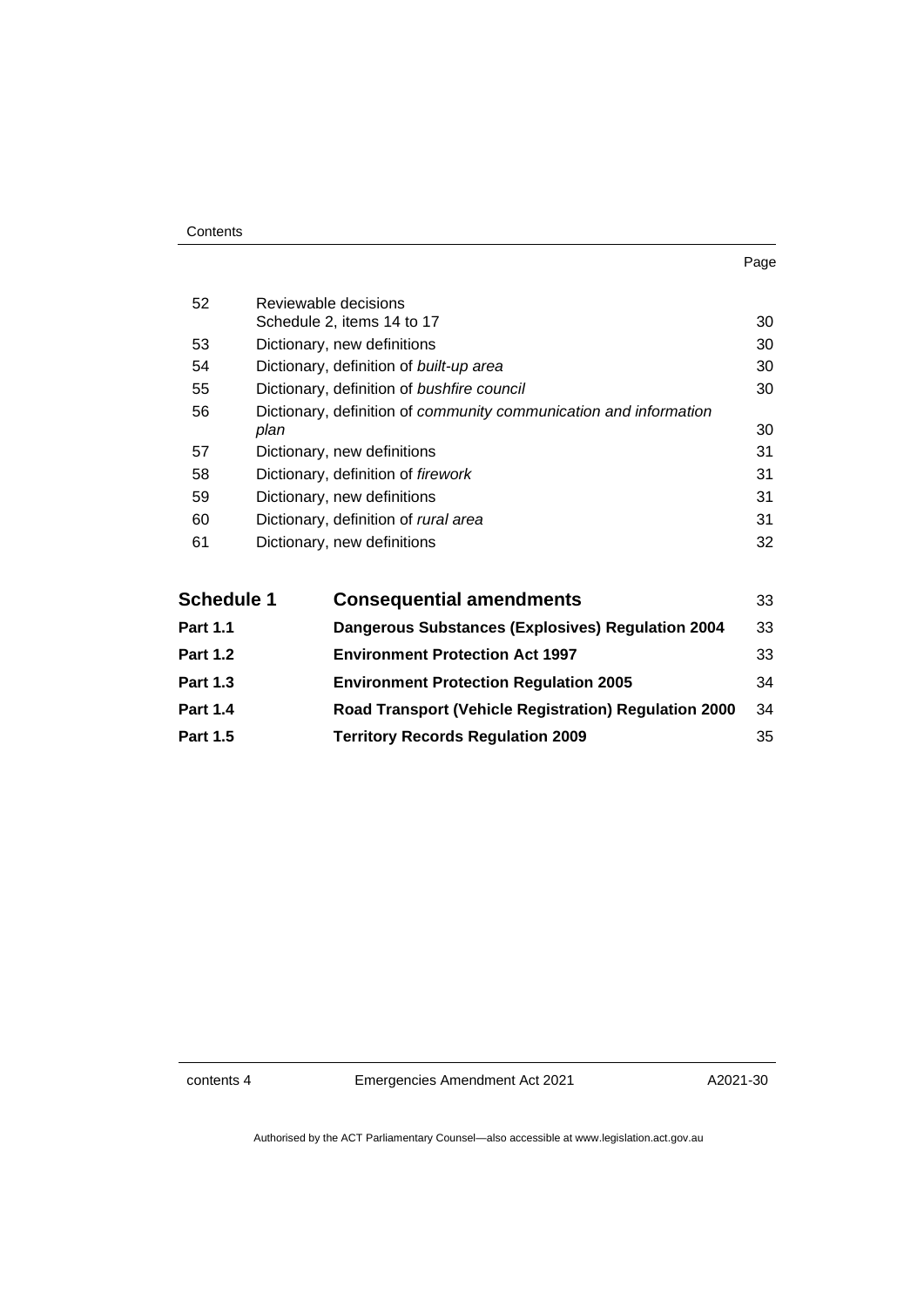| | | Page |
|---|---|---|
| 52 | Reviewable decisions<br>Schedule 2, items 14 to 17 | 30 |
| 53 | Dictionary, new definitions | 30 |
| 54 | Dictionary, definition of *built-up area* | 30 |
| 55 | Dictionary, definition of *bushfire council* | 30 |
| 56 | Dictionary, definition of *community communication and information plan* | 30 |
| 57 | Dictionary, new definitions | 31 |
| 58 | Dictionary, definition of *firework* | 31 |
| 59 | Dictionary, new definitions | 31 |
| 60 | Dictionary, definition of *rural area* | 31 |
| 61 | Dictionary, new definitions | 32 |

| | | |
|---|---|---|
| **Schedule 1** | **Consequential amendments** | 33 |
| **Part 1.1** | **Dangerous Substances (Explosives) Regulation 2004** | 33 |
| **Part 1.2** | **Environment Protection Act 1997** | 33 |
| **Part 1.3** | **Environment Protection Regulation 2005** | 34 |
| **Part 1.4** | **Road Transport (Vehicle Registration) Regulation 2000** | 34 |
| **Part 1.5** | **Territory Records Regulation 2009** | 35 |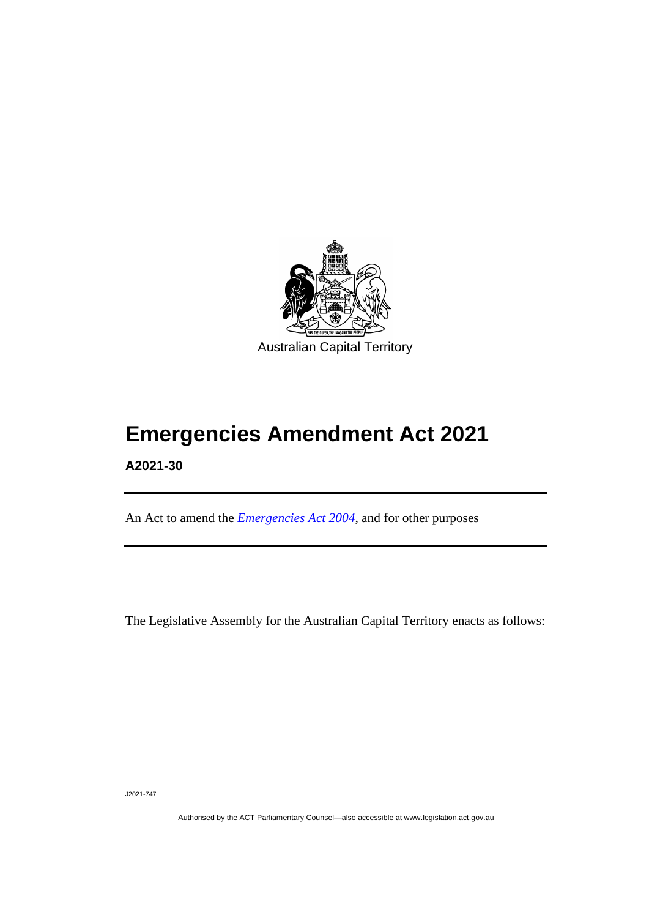Australian Capital Territory

# Emergencies Amendment Act 2021

**A2021-30**

An Act to amend the *Emergencies Act 2004*, and for other purposes

The Legislative Assembly for the Australian Capital Territory enacts as follows:

J2021-747

Authorised by the ACT Parliamentary Counsel—also accessible at www.legislation.act.gov.au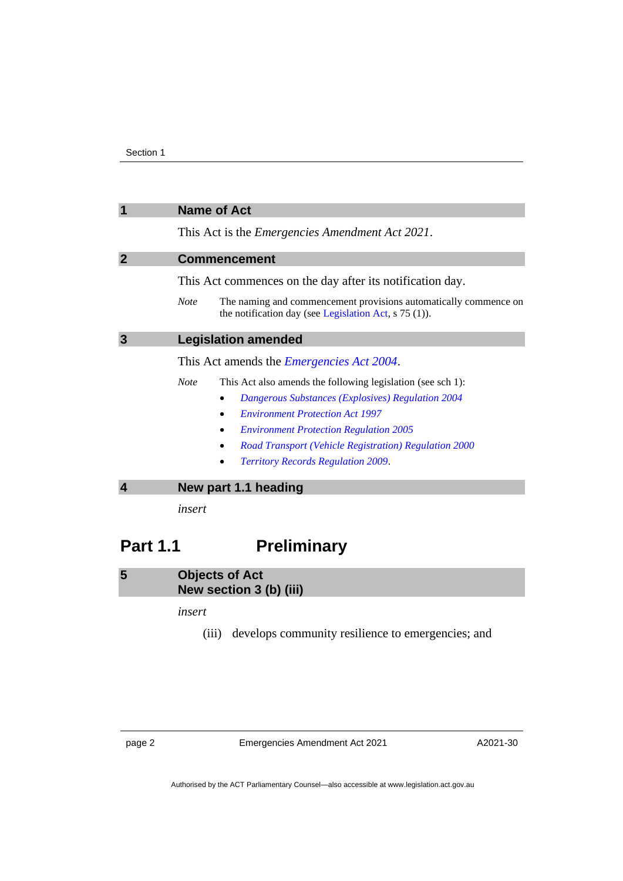## 1 Name of Act

This Act is the *Emergencies Amendment Act 2021*.

## 2 Commencement

This Act commences on the day after its notification day.

*Note* The naming and commencement provisions automatically commence on the notification day (see Legislation Act, s 75 (1)).

## 3 Legislation amended

This Act amends the *Emergencies Act 2004*.

*Note* This Act also amends the following legislation (see sch 1):

- *Dangerous Substances (Explosives) Regulation 2004*
- *Environment Protection Act 1997*
- *Environment Protection Regulation 2005*
- *Road Transport (Vehicle Registration) Regulation 2000*
- *Territory Records Regulation 2009*.

## 4 New part 1.1 heading

*insert*

# Part 1.1 Preliminary

## 5 Objects of Act
## New section 3 (b) (iii)

*insert*

(iii) develops community resilience to emergencies; and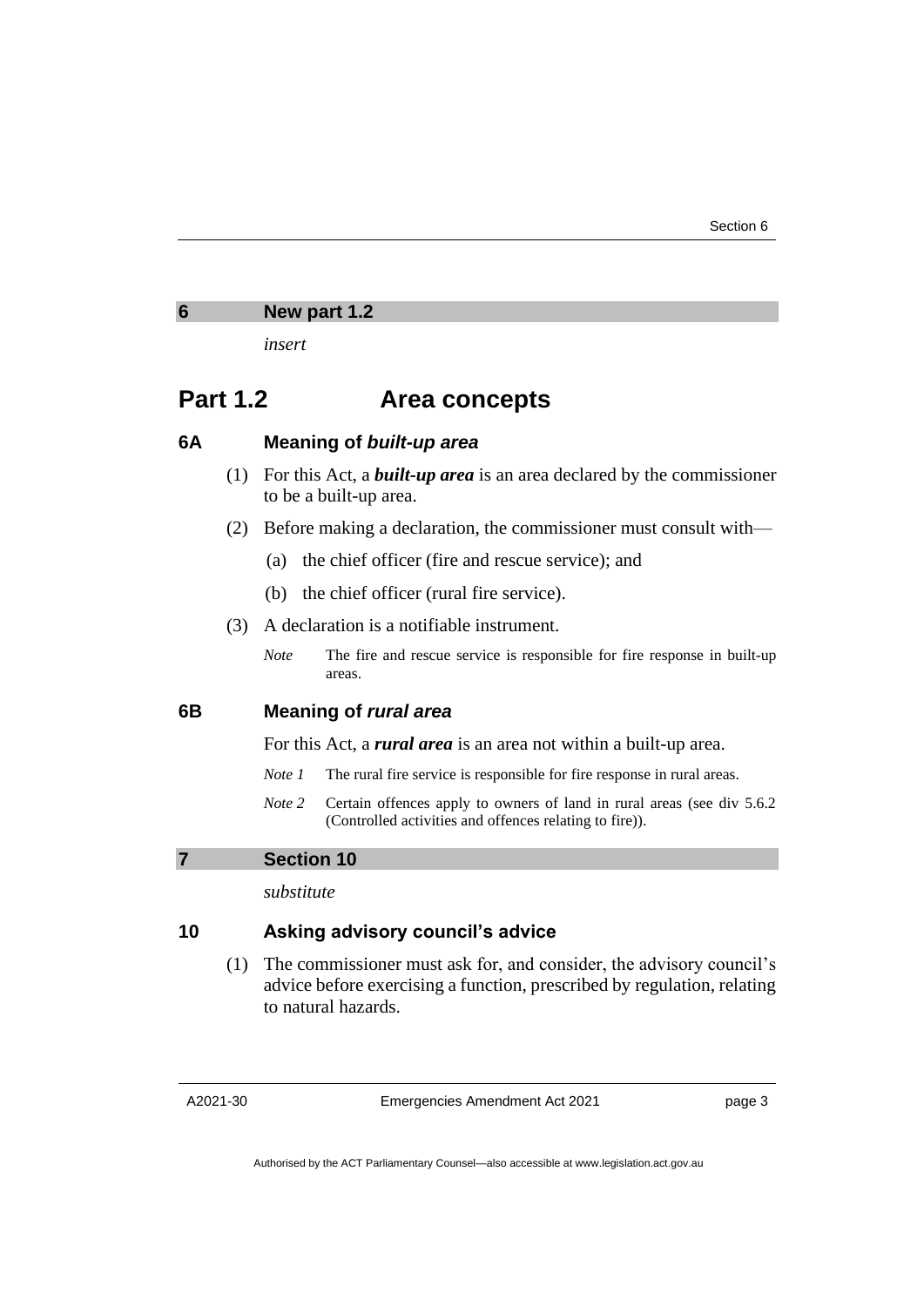## 6 New part 1.2

*insert*

# Part 1.2 Area concepts

### 6A Meaning of *built-up area*

(1) For this Act, a ***built-up area*** is an area declared by the commissioner to be a built-up area.

(2) Before making a declaration, the commissioner must consult with—

(a) the chief officer (fire and rescue service); and

(b) the chief officer (rural fire service).

(3) A declaration is a notifiable instrument.

*Note* The fire and rescue service is responsible for fire response in built-up areas.

### 6B Meaning of *rural area*

For this Act, a ***rural area*** is an area not within a built-up area.

*Note 1* The rural fire service is responsible for fire response in rural areas.

*Note 2* Certain offences apply to owners of land in rural areas (see div 5.6.2 (Controlled activities and offences relating to fire)).

## 7 Section 10

*substitute*

### 10 Asking advisory council's advice

(1) The commissioner must ask for, and consider, the advisory council's advice before exercising a function, prescribed by regulation, relating to natural hazards.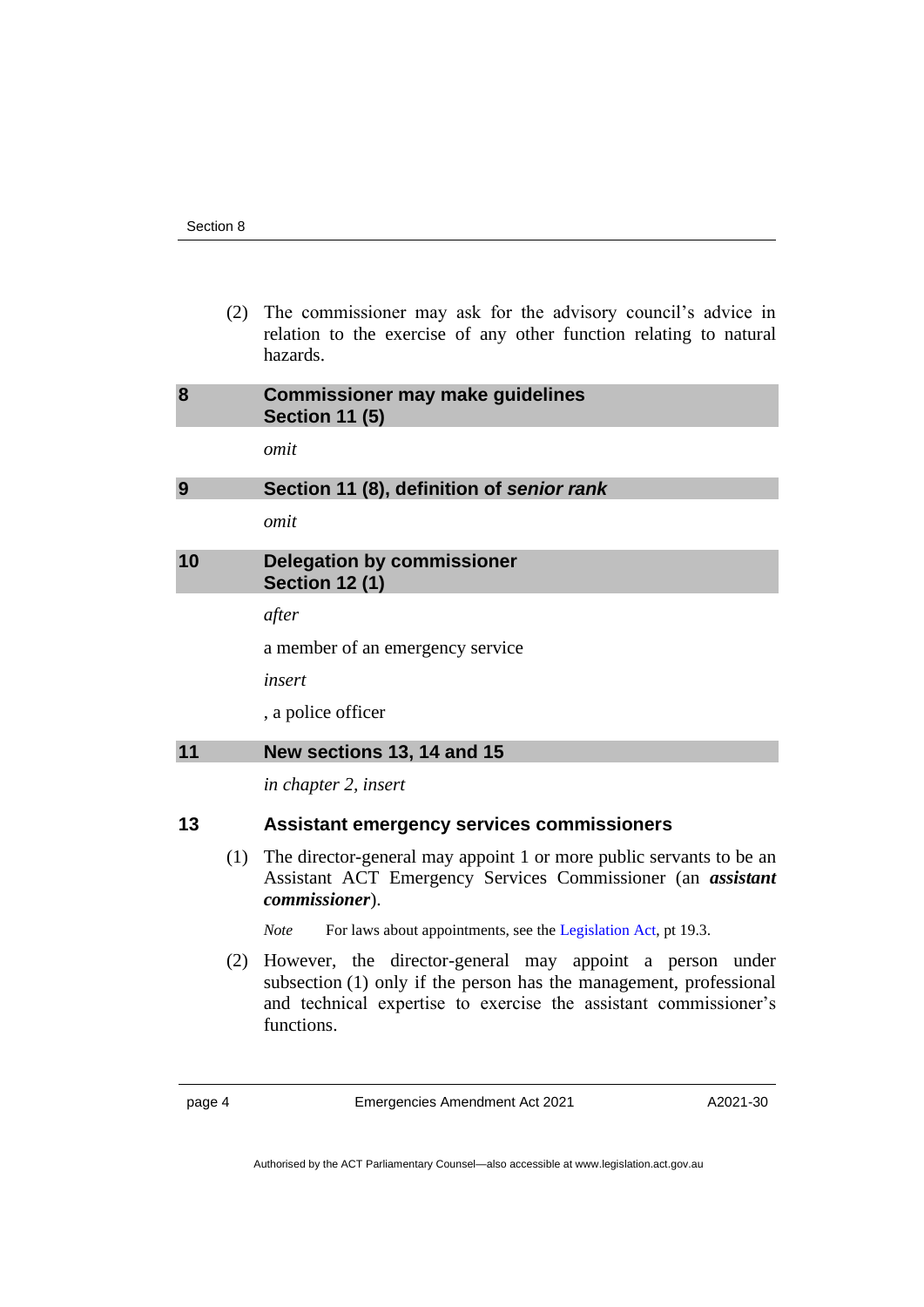(2) The commissioner may ask for the advisory council's advice in relation to the exercise of any other function relating to natural hazards.

## 8 Commissioner may make guidelines Section 11 (5)

*omit*

## 9 Section 11 (8), definition of *senior rank*

*omit*

## 10 Delegation by commissioner Section 12 (1)

*after*

a member of an emergency service

*insert*

, a police officer

## 11 New sections 13, 14 and 15

*in chapter 2, insert*

### 13 Assistant emergency services commissioners

(1) The director-general may appoint 1 or more public servants to be an Assistant ACT Emergency Services Commissioner (an ***assistant commissioner***).

*Note* For laws about appointments, see the Legislation Act, pt 19.3.

(2) However, the director-general may appoint a person under subsection (1) only if the person has the management, professional and technical expertise to exercise the assistant commissioner's functions.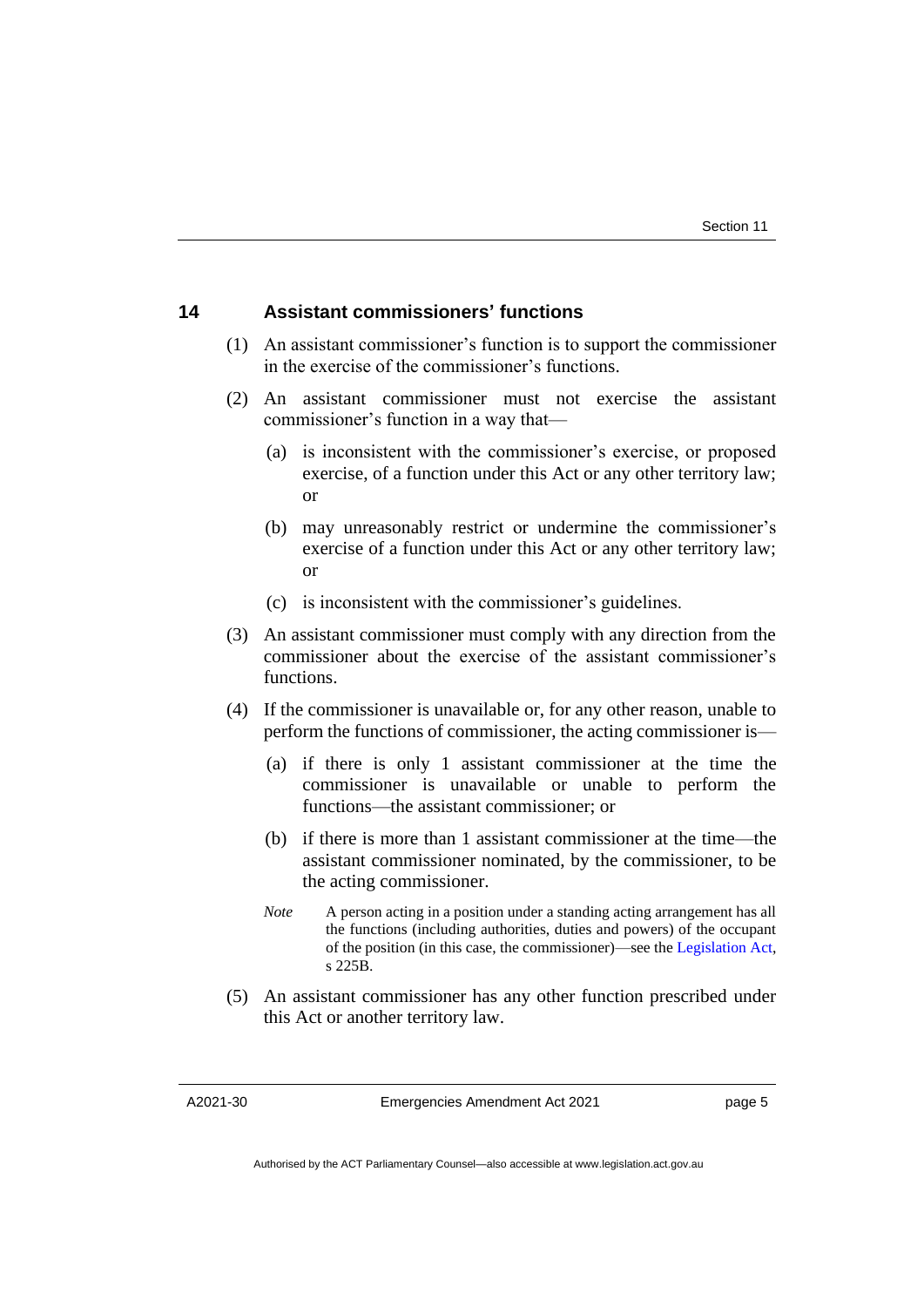### 14 Assistant commissioners' functions

(1) An assistant commissioner's function is to support the commissioner in the exercise of the commissioner's functions.

(2) An assistant commissioner must not exercise the assistant commissioner's function in a way that—

(a) is inconsistent with the commissioner's exercise, or proposed exercise, of a function under this Act or any other territory law; or

(b) may unreasonably restrict or undermine the commissioner's exercise of a function under this Act or any other territory law; or

(c) is inconsistent with the commissioner's guidelines.

(3) An assistant commissioner must comply with any direction from the commissioner about the exercise of the assistant commissioner's functions.

(4) If the commissioner is unavailable or, for any other reason, unable to perform the functions of commissioner, the acting commissioner is—

(a) if there is only 1 assistant commissioner at the time the commissioner is unavailable or unable to perform the functions—the assistant commissioner; or

(b) if there is more than 1 assistant commissioner at the time—the assistant commissioner nominated, by the commissioner, to be the acting commissioner.

*Note* A person acting in a position under a standing acting arrangement has all the functions (including authorities, duties and powers) of the occupant of the position (in this case, the commissioner)—see the Legislation Act, s 225B.

(5) An assistant commissioner has any other function prescribed under this Act or another territory law.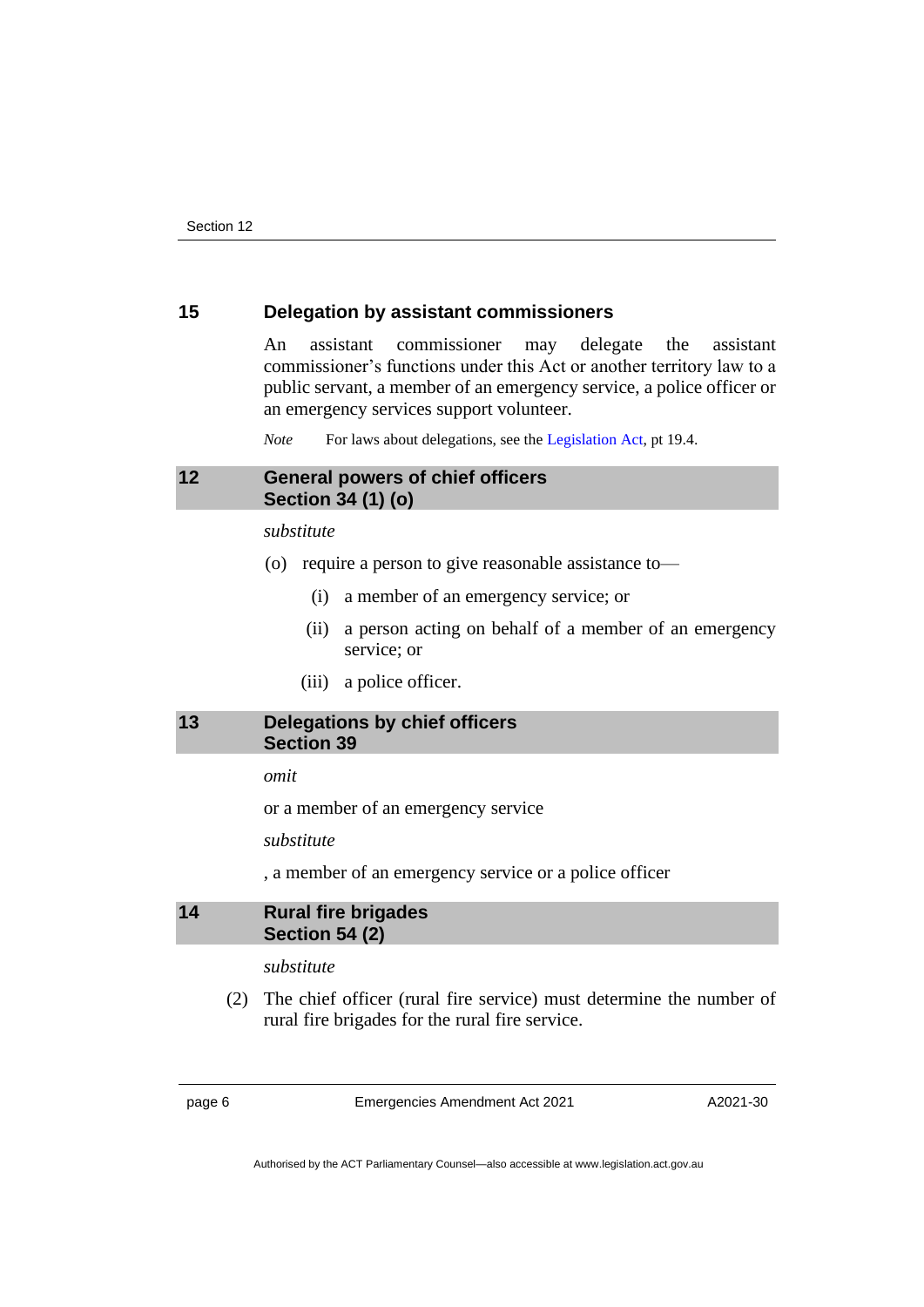### 15 Delegation by assistant commissioners

An assistant commissioner may delegate the assistant commissioner's functions under this Act or another territory law to a public servant, a member of an emergency service, a police officer or an emergency services support volunteer.

*Note* For laws about delegations, see the Legislation Act, pt 19.4.

## 12 General powers of chief officers
## Section 34 (1) (o)

*substitute*

(o) require a person to give reasonable assistance to—

(i) a member of an emergency service; or

(ii) a person acting on behalf of a member of an emergency service; or

(iii) a police officer.

## 13 Delegations by chief officers
## Section 39

*omit*

or a member of an emergency service

*substitute*

, a member of an emergency service or a police officer

## 14 Rural fire brigades
## Section 54 (2)

*substitute*

(2) The chief officer (rural fire service) must determine the number of rural fire brigades for the rural fire service.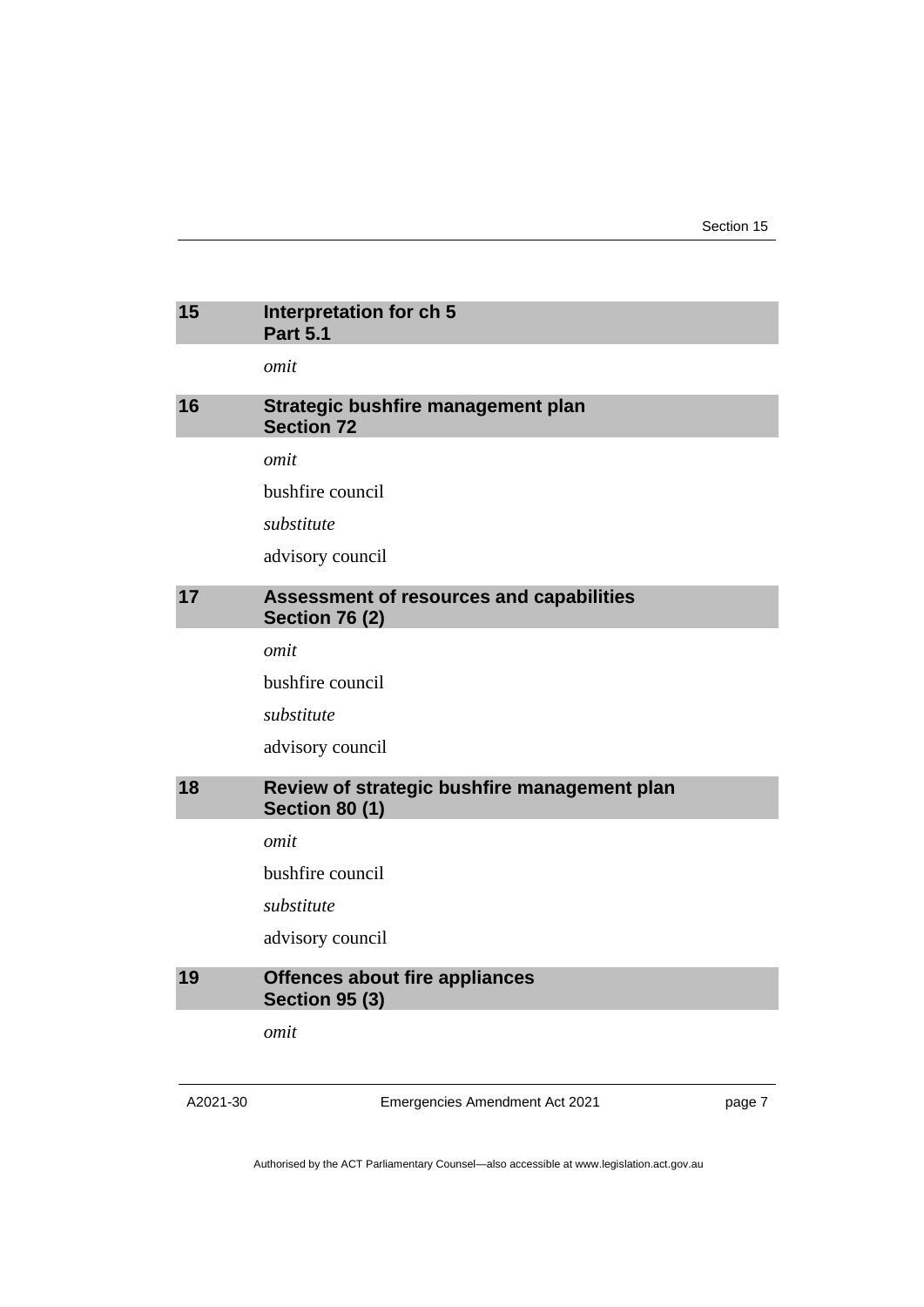## 15 Interpretation for ch 5
## Part 5.1

*omit*

## 16 Strategic bushfire management plan
## Section 72

*omit*

bushfire council

*substitute*

advisory council

## 17 Assessment of resources and capabilities
## Section 76 (2)

*omit*

bushfire council

*substitute*

advisory council

## 18 Review of strategic bushfire management plan
## Section 80 (1)

*omit*

bushfire council

*substitute*

advisory council

## 19 Offences about fire appliances
## Section 95 (3)

*omit*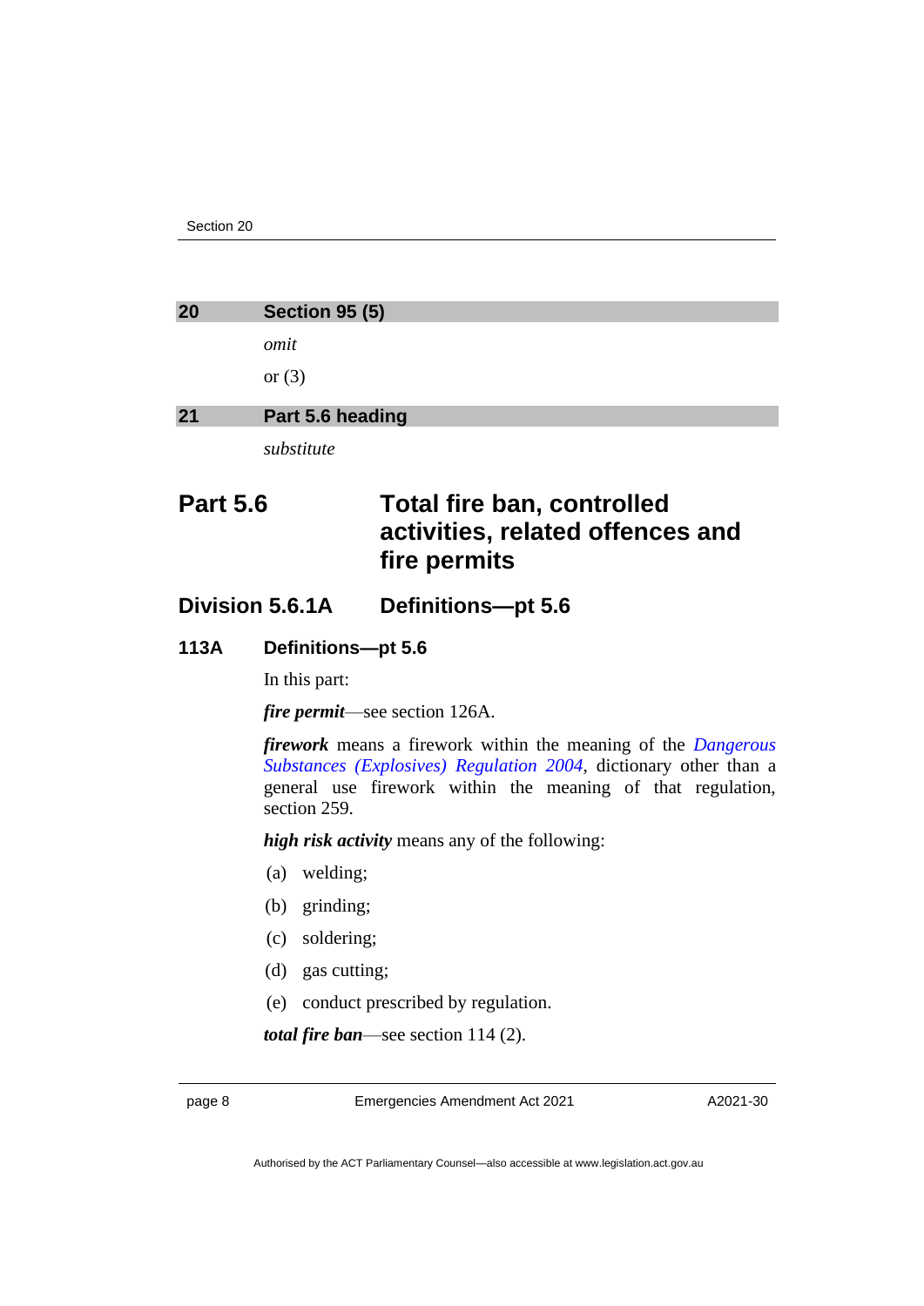## 20 Section 95 (5)

*omit*

or (3)

## 21 Part 5.6 heading

*substitute*

# Part 5.6 Total fire ban, controlled activities, related offences and fire permits

## Division 5.6.1A Definitions—pt 5.6

### 113A Definitions—pt 5.6

In this part:

***fire permit***—see section 126A.

***firework*** means a firework within the meaning of the *Dangerous Substances (Explosives) Regulation 2004*, dictionary other than a general use firework within the meaning of that regulation, section 259.

***high risk activity*** means any of the following:

(a) welding;

(b) grinding;

(c) soldering;

(d) gas cutting;

(e) conduct prescribed by regulation.

***total fire ban***—see section 114 (2).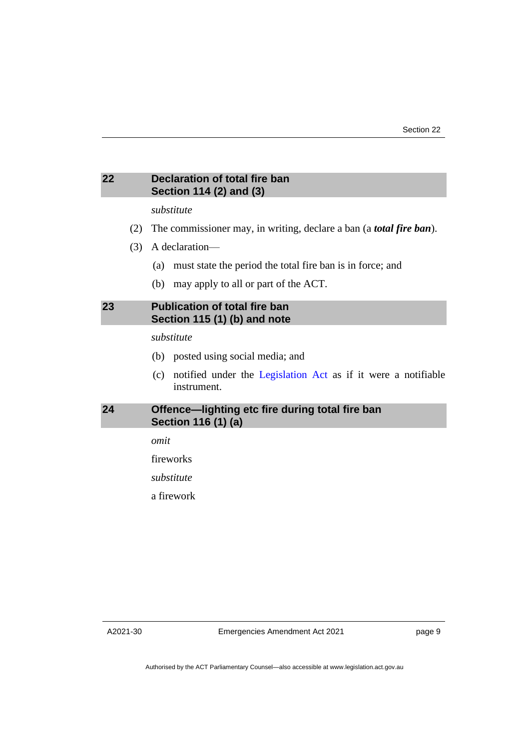## 22 Declaration of total fire ban
## Section 114 (2) and (3)

*substitute*

(2) The commissioner may, in writing, declare a ban (a ***total fire ban***).

(3) A declaration—

(a) must state the period the total fire ban is in force; and

(b) may apply to all or part of the ACT.

## 23 Publication of total fire ban
## Section 115 (1) (b) and note

*substitute*

(b) posted using social media; and

(c) notified under the Legislation Act as if it were a notifiable instrument.

## 24 Offence—lighting etc fire during total fire ban
## Section 116 (1) (a)

*omit*

fireworks

*substitute*

a firework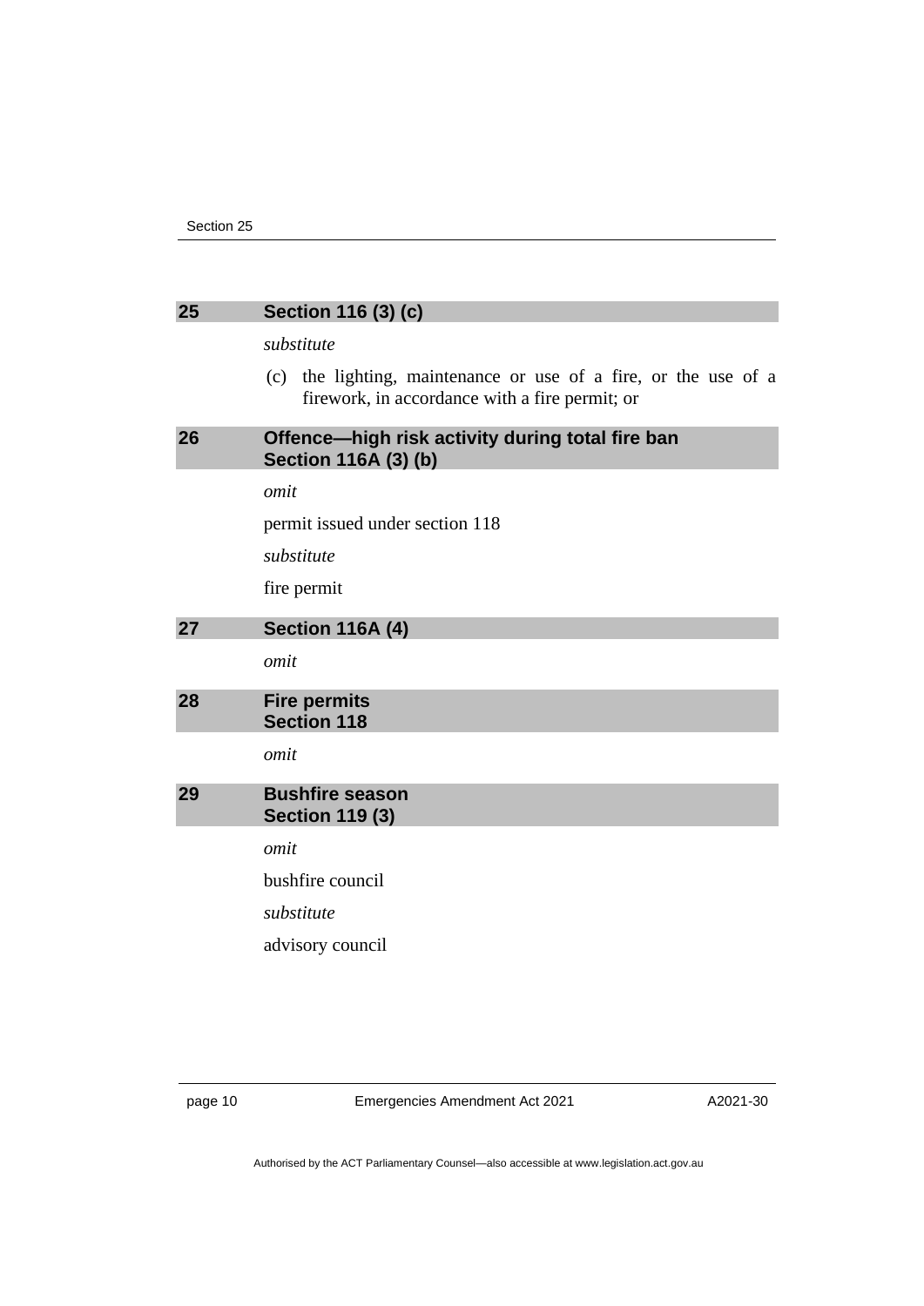## 25 Section 116 (3) (c)

*substitute*

(c) the lighting, maintenance or use of a fire, or the use of a firework, in accordance with a fire permit; or

## 26 Offence—high risk activity during total fire ban Section 116A (3) (b)

*omit*

permit issued under section 118

*substitute*

fire permit

## 27 Section 116A (4)

*omit*

## 28 Fire permits Section 118

*omit*

## 29 Bushfire season Section 119 (3)

*omit*

bushfire council

*substitute*

advisory council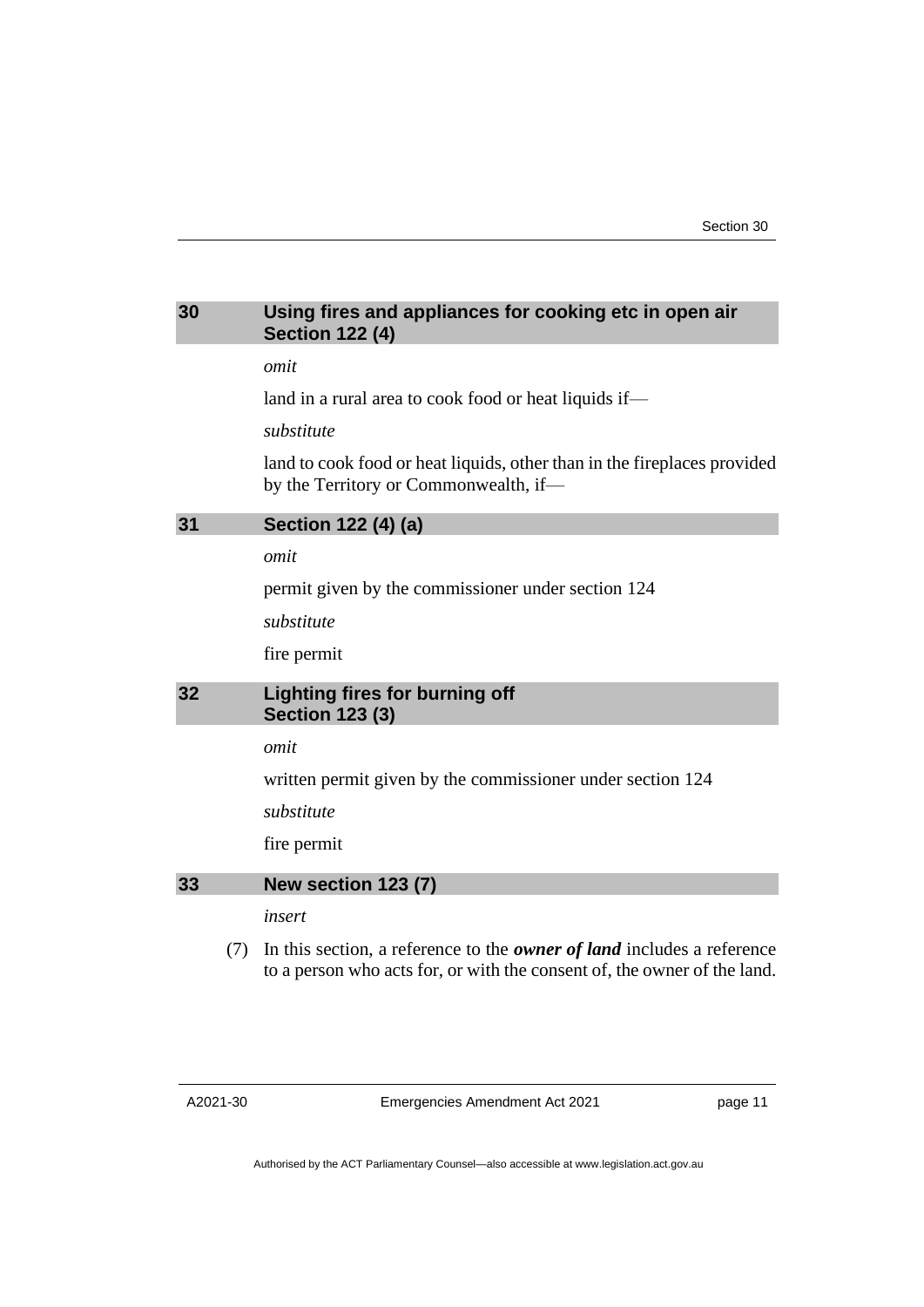## 30 Using fires and appliances for cooking etc in open air Section 122 (4)

*omit*

land in a rural area to cook food or heat liquids if—

*substitute*

land to cook food or heat liquids, other than in the fireplaces provided by the Territory or Commonwealth, if—

## 31 Section 122 (4) (a)

*omit*

permit given by the commissioner under section 124

*substitute*

fire permit

## 32 Lighting fires for burning off Section 123 (3)

*omit*

written permit given by the commissioner under section 124

*substitute*

fire permit

## 33 New section 123 (7)

*insert*

(7) In this section, a reference to the ***owner of land*** includes a reference to a person who acts for, or with the consent of, the owner of the land.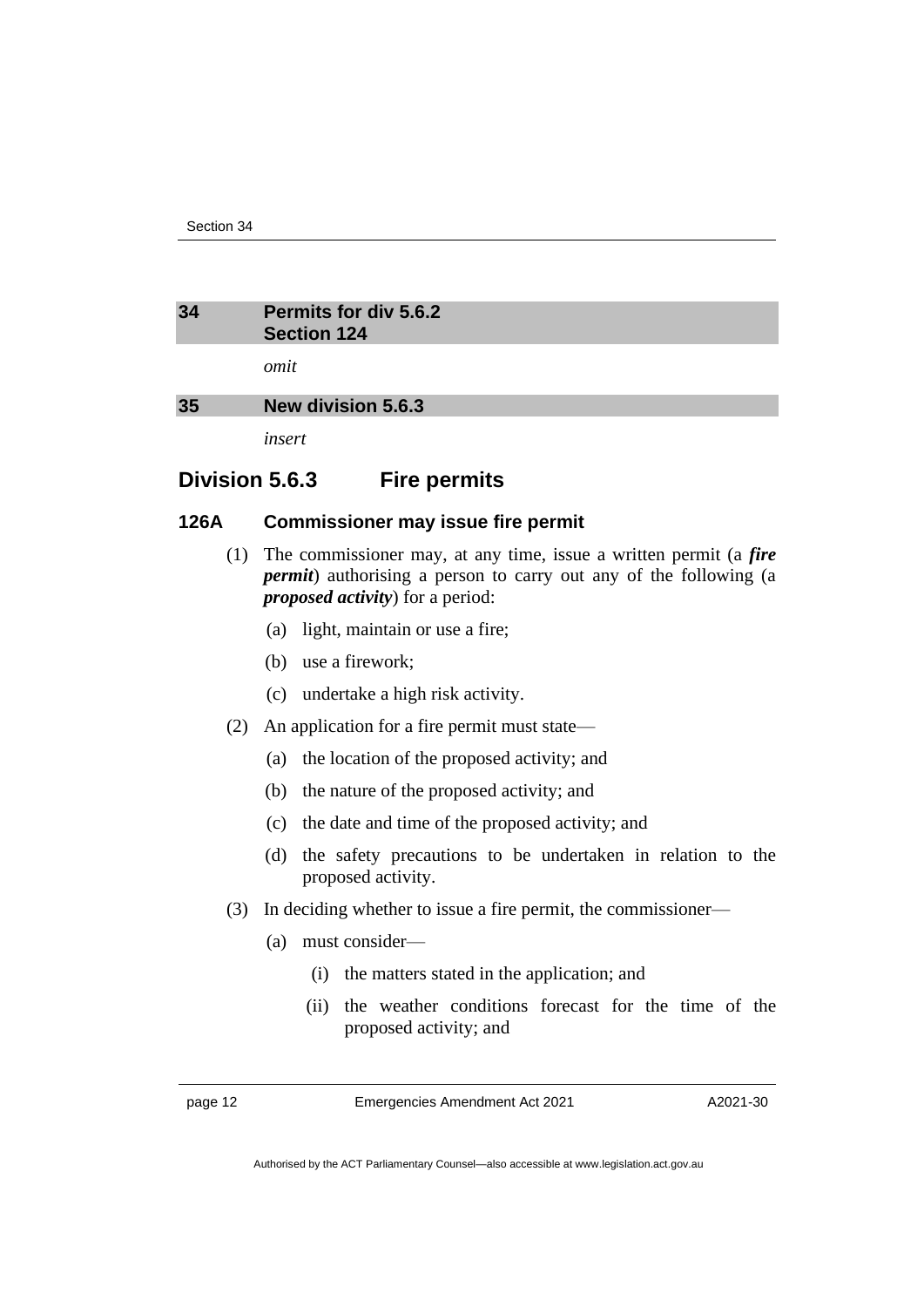## 34 Permits for div 5.6.2
## Section 124

*omit*

## 35 New division 5.6.3

*insert*

## Division 5.6.3 Fire permits

### 126A Commissioner may issue fire permit

(1) The commissioner may, at any time, issue a written permit (a ***fire permit***) authorising a person to carry out any of the following (a ***proposed activity***) for a period:

(a) light, maintain or use a fire;

(b) use a firework;

(c) undertake a high risk activity.

(2) An application for a fire permit must state—

(a) the location of the proposed activity; and

(b) the nature of the proposed activity; and

(c) the date and time of the proposed activity; and

(d) the safety precautions to be undertaken in relation to the proposed activity.

(3) In deciding whether to issue a fire permit, the commissioner—

(a) must consider—

(i) the matters stated in the application; and

(ii) the weather conditions forecast for the time of the proposed activity; and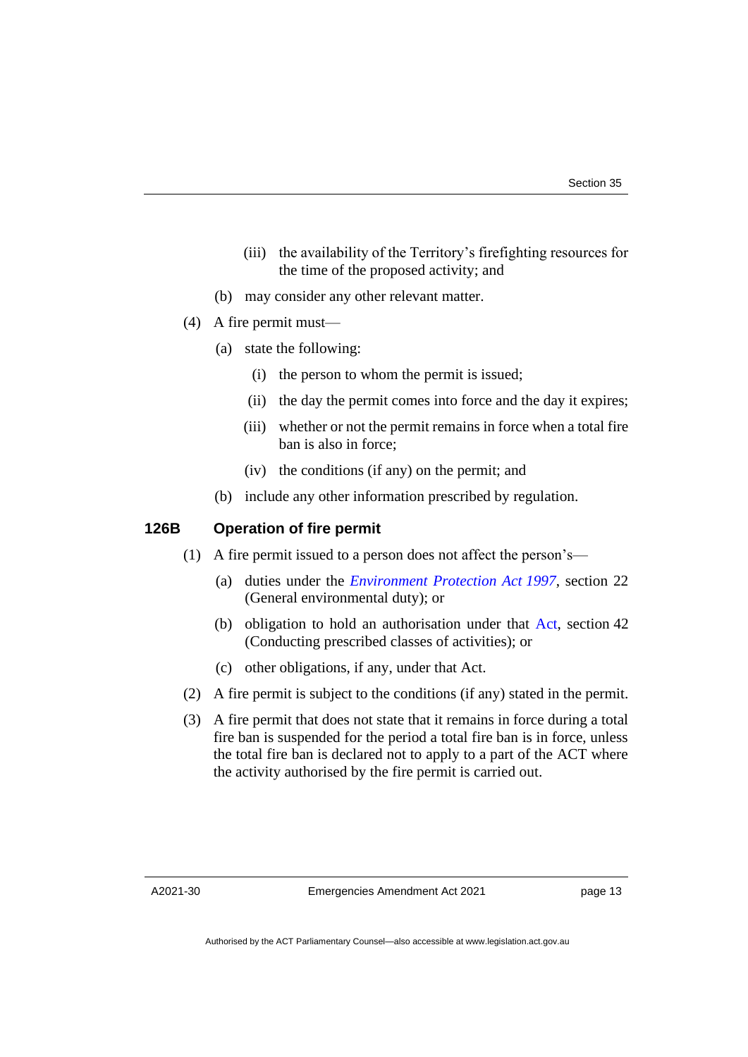(iii) the availability of the Territory's firefighting resources for the time of the proposed activity; and

(b) may consider any other relevant matter.

(4) A fire permit must—

(a) state the following:

(i) the person to whom the permit is issued;

(ii) the day the permit comes into force and the day it expires;

(iii) whether or not the permit remains in force when a total fire ban is also in force;

(iv) the conditions (if any) on the permit; and

(b) include any other information prescribed by regulation.

### 126B Operation of fire permit

(1) A fire permit issued to a person does not affect the person's—

(a) duties under the *Environment Protection Act 1997*, section 22 (General environmental duty); or

(b) obligation to hold an authorisation under that Act, section 42 (Conducting prescribed classes of activities); or

(c) other obligations, if any, under that Act.

(2) A fire permit is subject to the conditions (if any) stated in the permit.

(3) A fire permit that does not state that it remains in force during a total fire ban is suspended for the period a total fire ban is in force, unless the total fire ban is declared not to apply to a part of the ACT where the activity authorised by the fire permit is carried out.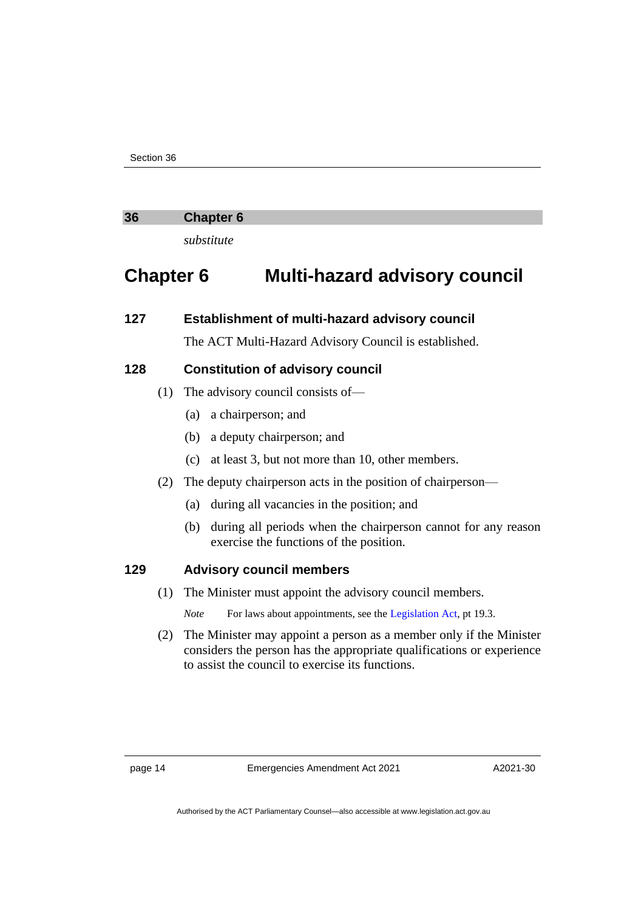## 36 Chapter 6

*substitute*

# Chapter 6 Multi-hazard advisory council

### 127 Establishment of multi-hazard advisory council

The ACT Multi-Hazard Advisory Council is established.

### 128 Constitution of advisory council

(1) The advisory council consists of—

(a) a chairperson; and

(b) a deputy chairperson; and

(c) at least 3, but not more than 10, other members.

(2) The deputy chairperson acts in the position of chairperson—

(a) during all vacancies in the position; and

(b) during all periods when the chairperson cannot for any reason exercise the functions of the position.

### 129 Advisory council members

(1) The Minister must appoint the advisory council members.

*Note* For laws about appointments, see the Legislation Act, pt 19.3.

(2) The Minister may appoint a person as a member only if the Minister considers the person has the appropriate qualifications or experience to assist the council to exercise its functions.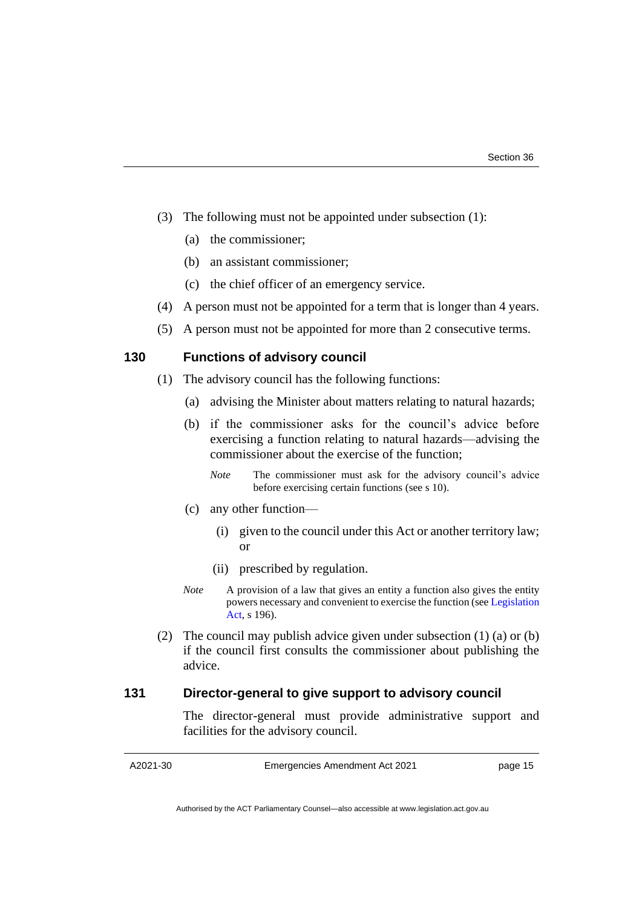(3) The following must not be appointed under subsection (1):

(a) the commissioner;

(b) an assistant commissioner;

(c) the chief officer of an emergency service.

(4) A person must not be appointed for a term that is longer than 4 years.

(5) A person must not be appointed for more than 2 consecutive terms.

### 130 Functions of advisory council

(1) The advisory council has the following functions:

(a) advising the Minister about matters relating to natural hazards;

(b) if the commissioner asks for the council's advice before exercising a function relating to natural hazards—advising the commissioner about the exercise of the function;

*Note* The commissioner must ask for the advisory council's advice before exercising certain functions (see s 10).

(c) any other function—

(i) given to the council under this Act or another territory law; or

(ii) prescribed by regulation.

*Note* A provision of a law that gives an entity a function also gives the entity powers necessary and convenient to exercise the function (see Legislation Act, s 196).

(2) The council may publish advice given under subsection (1) (a) or (b) if the council first consults the commissioner about publishing the advice.

### 131 Director-general to give support to advisory council

The director-general must provide administrative support and facilities for the advisory council.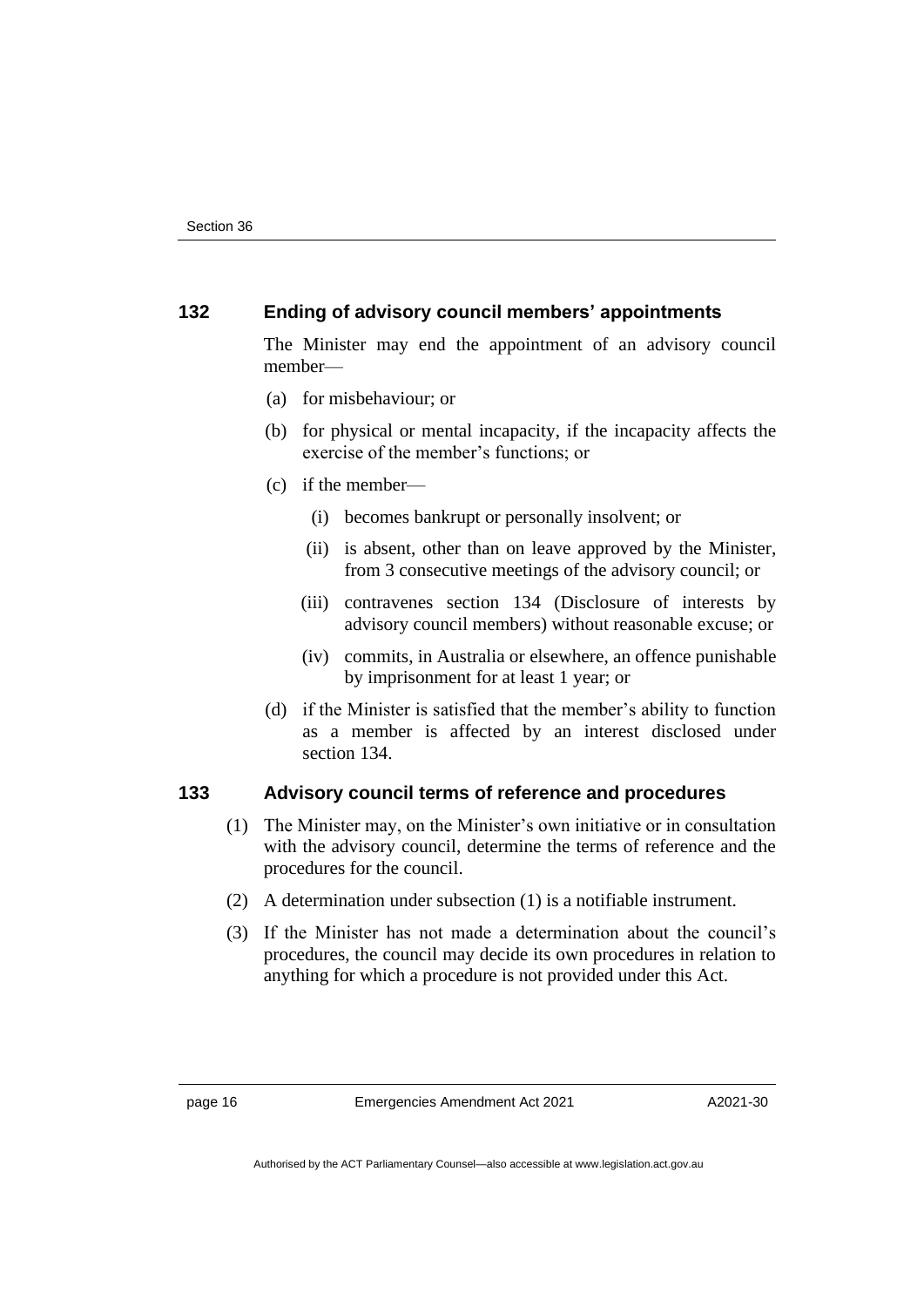### 132 Ending of advisory council members' appointments

The Minister may end the appointment of an advisory council member—

(a) for misbehaviour; or

(b) for physical or mental incapacity, if the incapacity affects the exercise of the member's functions; or

(c) if the member—

  (i) becomes bankrupt or personally insolvent; or

  (ii) is absent, other than on leave approved by the Minister, from 3 consecutive meetings of the advisory council; or

  (iii) contravenes section 134 (Disclosure of interests by advisory council members) without reasonable excuse; or

  (iv) commits, in Australia or elsewhere, an offence punishable by imprisonment for at least 1 year; or

(d) if the Minister is satisfied that the member's ability to function as a member is affected by an interest disclosed under section 134.

### 133 Advisory council terms of reference and procedures

(1) The Minister may, on the Minister's own initiative or in consultation with the advisory council, determine the terms of reference and the procedures for the council.

(2) A determination under subsection (1) is a notifiable instrument.

(3) If the Minister has not made a determination about the council's procedures, the council may decide its own procedures in relation to anything for which a procedure is not provided under this Act.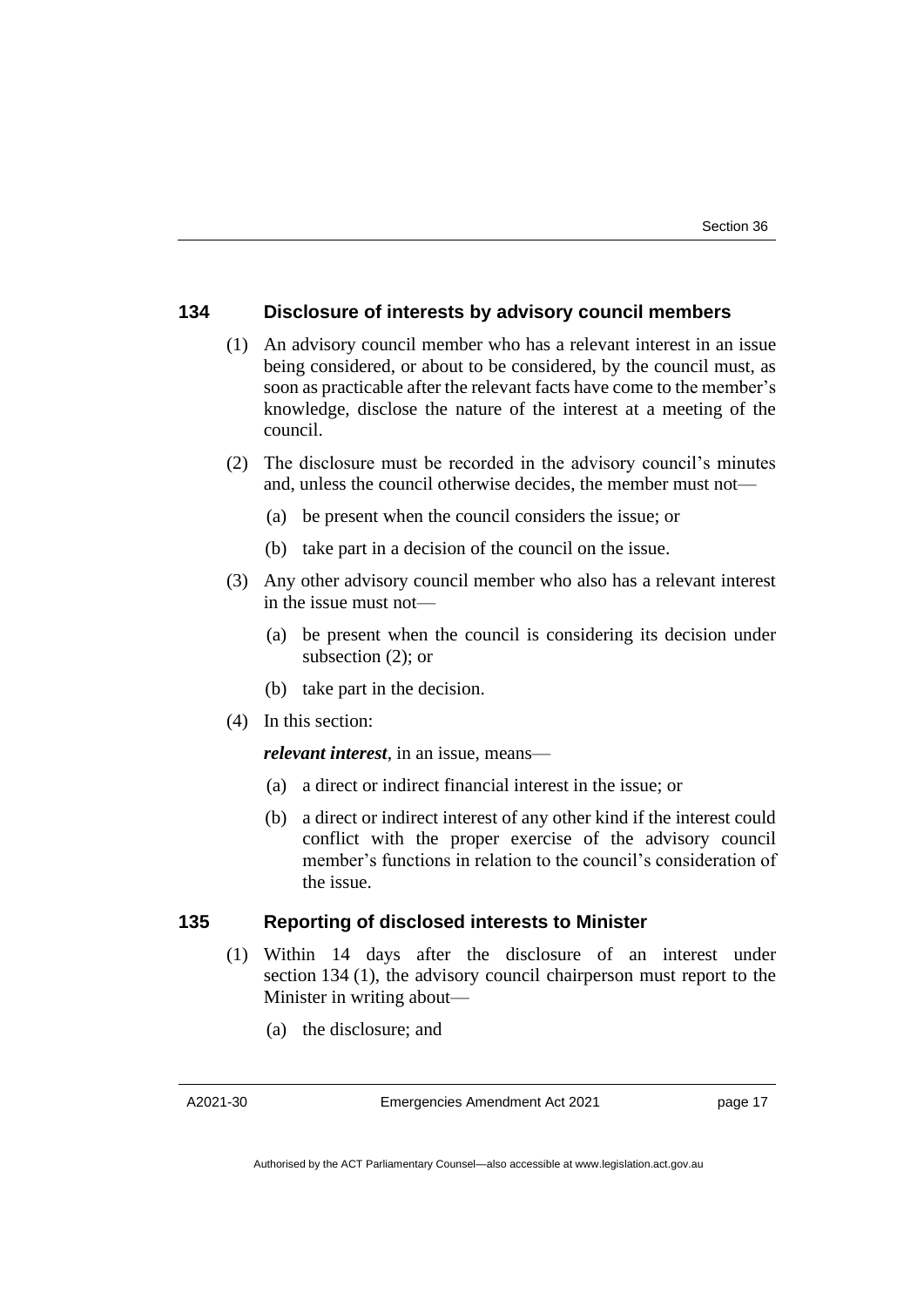### 134 Disclosure of interests by advisory council members

(1) An advisory council member who has a relevant interest in an issue being considered, or about to be considered, by the council must, as soon as practicable after the relevant facts have come to the member's knowledge, disclose the nature of the interest at a meeting of the council.

(2) The disclosure must be recorded in the advisory council's minutes and, unless the council otherwise decides, the member must not—

(a) be present when the council considers the issue; or

(b) take part in a decision of the council on the issue.

(3) Any other advisory council member who also has a relevant interest in the issue must not—

(a) be present when the council is considering its decision under subsection (2); or

(b) take part in the decision.

(4) In this section:

***relevant interest***, in an issue, means—

(a) a direct or indirect financial interest in the issue; or

(b) a direct or indirect interest of any other kind if the interest could conflict with the proper exercise of the advisory council member's functions in relation to the council's consideration of the issue.

### 135 Reporting of disclosed interests to Minister

(1) Within 14 days after the disclosure of an interest under section 134 (1), the advisory council chairperson must report to the Minister in writing about—

(a) the disclosure; and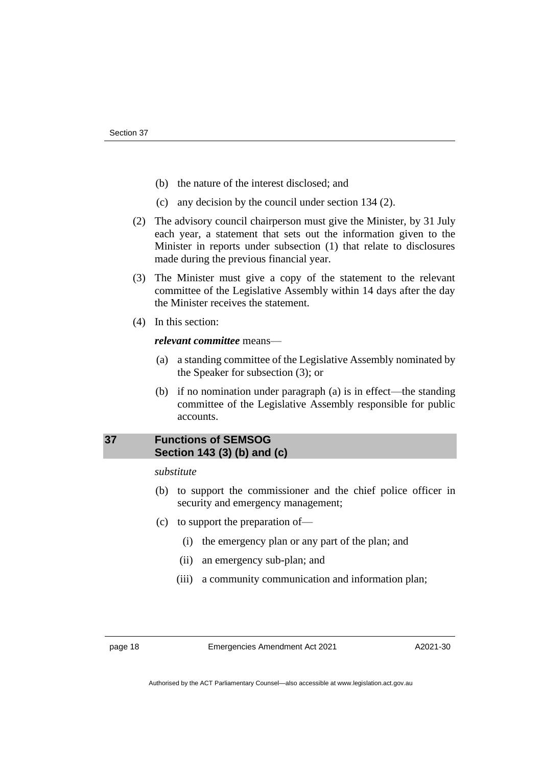(b) the nature of the interest disclosed; and

(c) any decision by the council under section 134 (2).

(2) The advisory council chairperson must give the Minister, by 31 July each year, a statement that sets out the information given to the Minister in reports under subsection (1) that relate to disclosures made during the previous financial year.

(3) The Minister must give a copy of the statement to the relevant committee of the Legislative Assembly within 14 days after the day the Minister receives the statement.

(4) In this section:

***relevant committee*** means—

(a) a standing committee of the Legislative Assembly nominated by the Speaker for subsection (3); or

(b) if no nomination under paragraph (a) is in effect—the standing committee of the Legislative Assembly responsible for public accounts.

## 37 Functions of SEMSOG<br>Section 143 (3) (b) and (c)

*substitute*

(b) to support the commissioner and the chief police officer in security and emergency management;

(c) to support the preparation of—

(i) the emergency plan or any part of the plan; and

(ii) an emergency sub-plan; and

(iii) a community communication and information plan;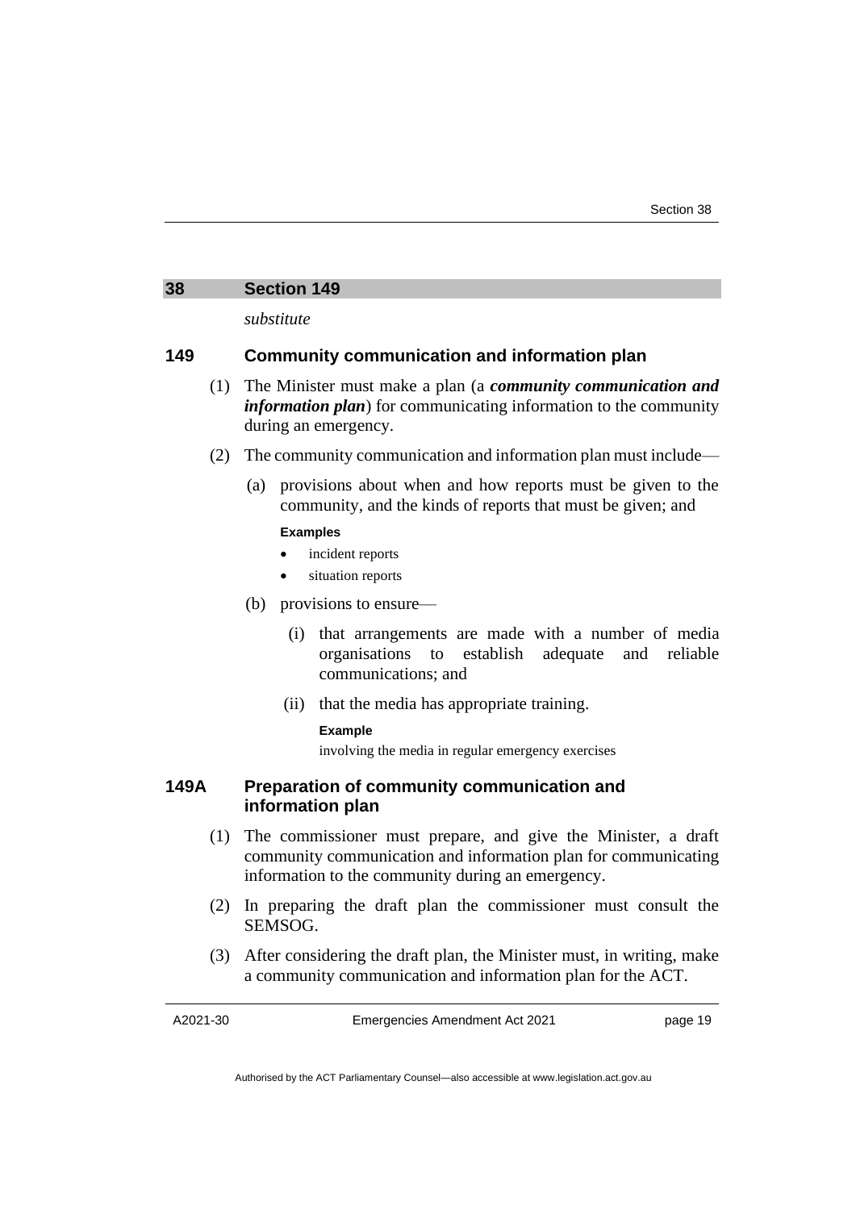## 38 Section 149

*substitute*

### 149 Community communication and information plan

(1) The Minister must make a plan (a ***community communication and information plan***) for communicating information to the community during an emergency.

(2) The community communication and information plan must include—

(a) provisions about when and how reports must be given to the community, and the kinds of reports that must be given; and

**Examples**

- incident reports
- situation reports

(b) provisions to ensure—

(i) that arrangements are made with a number of media organisations to establish adequate and reliable communications; and

(ii) that the media has appropriate training.

**Example**

involving the media in regular emergency exercises

### 149A Preparation of community communication and information plan

(1) The commissioner must prepare, and give the Minister, a draft community communication and information plan for communicating information to the community during an emergency.

(2) In preparing the draft plan the commissioner must consult the SEMSOG.

(3) After considering the draft plan, the Minister must, in writing, make a community communication and information plan for the ACT.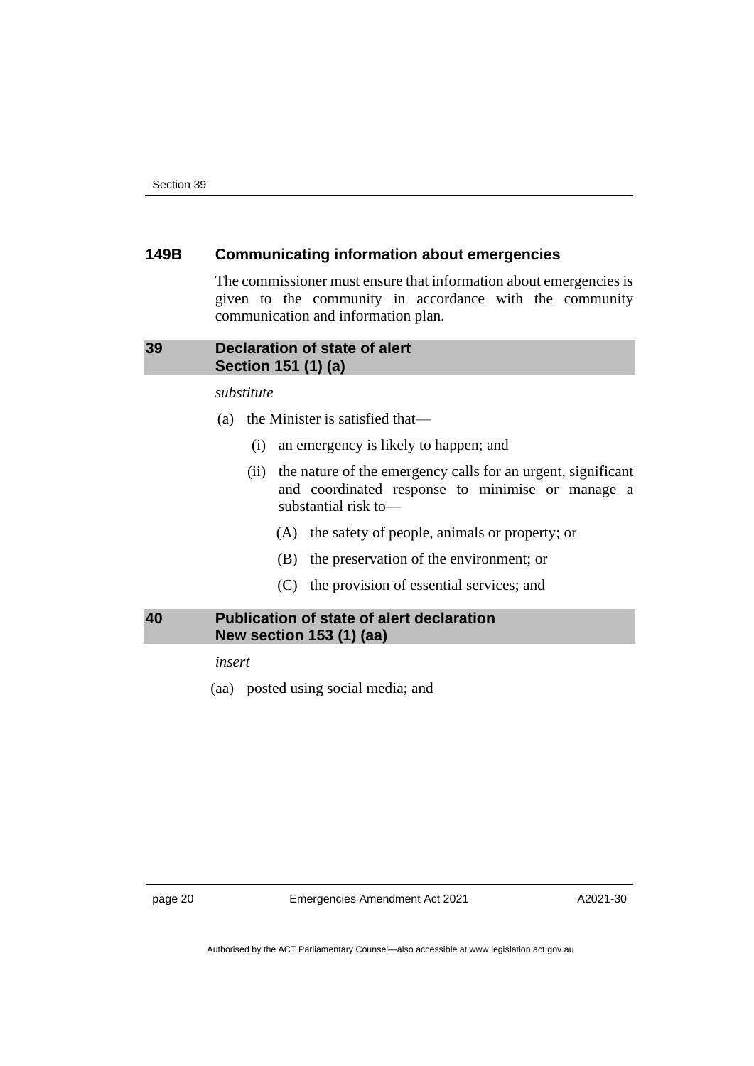### 149B Communicating information about emergencies

The commissioner must ensure that information about emergencies is given to the community in accordance with the community communication and information plan.

## 39 Declaration of state of alert
## Section 151 (1) (a)

*substitute*

(a) the Minister is satisfied that—

  (i) an emergency is likely to happen; and

  (ii) the nature of the emergency calls for an urgent, significant and coordinated response to minimise or manage a substantial risk to—

    (A) the safety of people, animals or property; or

    (B) the preservation of the environment; or

    (C) the provision of essential services; and

## 40 Publication of state of alert declaration
## New section 153 (1) (aa)

*insert*

(aa) posted using social media; and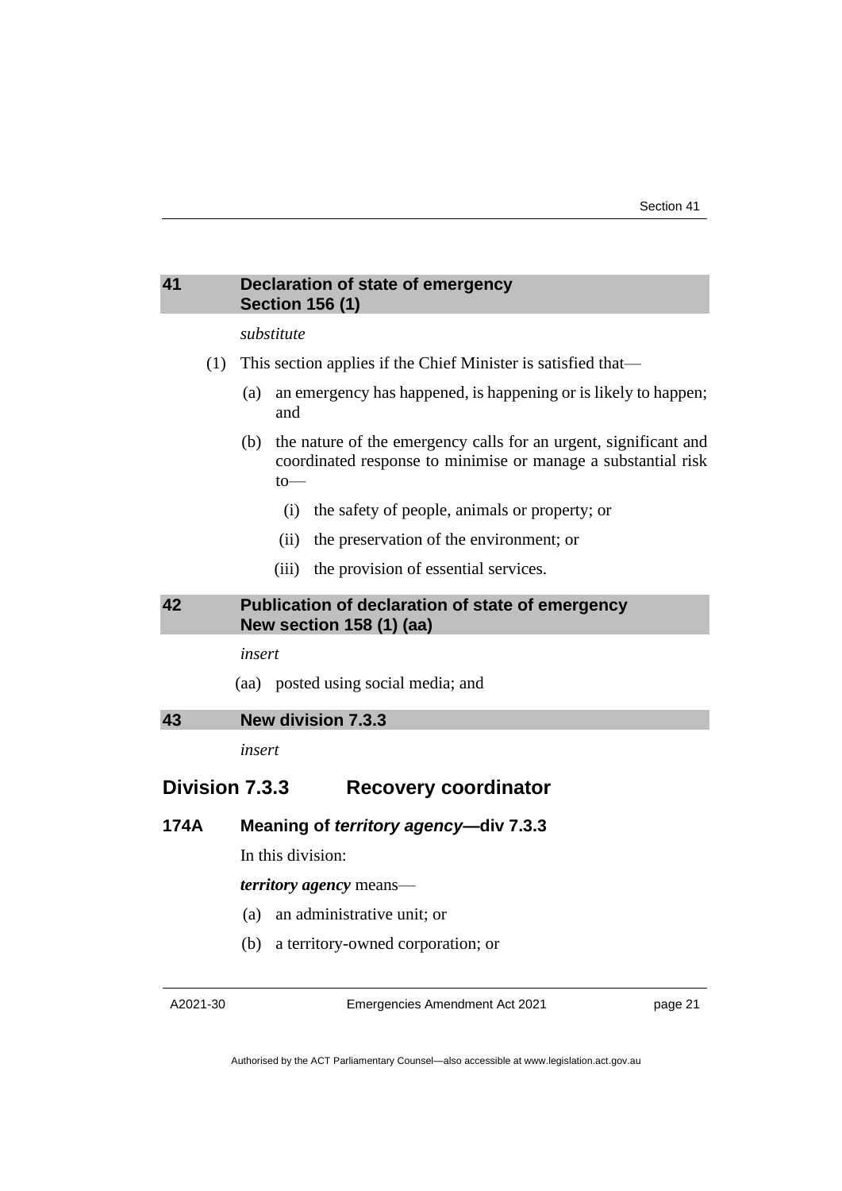## 41 Declaration of state of emergency Section 156 (1)

*substitute*

(1) This section applies if the Chief Minister is satisfied that—

(a) an emergency has happened, is happening or is likely to happen; and

(b) the nature of the emergency calls for an urgent, significant and coordinated response to minimise or manage a substantial risk to—

(i) the safety of people, animals or property; or

(ii) the preservation of the environment; or

(iii) the provision of essential services.

## 42 Publication of declaration of state of emergency New section 158 (1) (aa)

*insert*

(aa) posted using social media; and

## 43 New division 7.3.3

*insert*

## Division 7.3.3 Recovery coordinator

### 174A Meaning of *territory agency*—div 7.3.3

In this division:

***territory agency*** means—

(a) an administrative unit; or

(b) a territory-owned corporation; or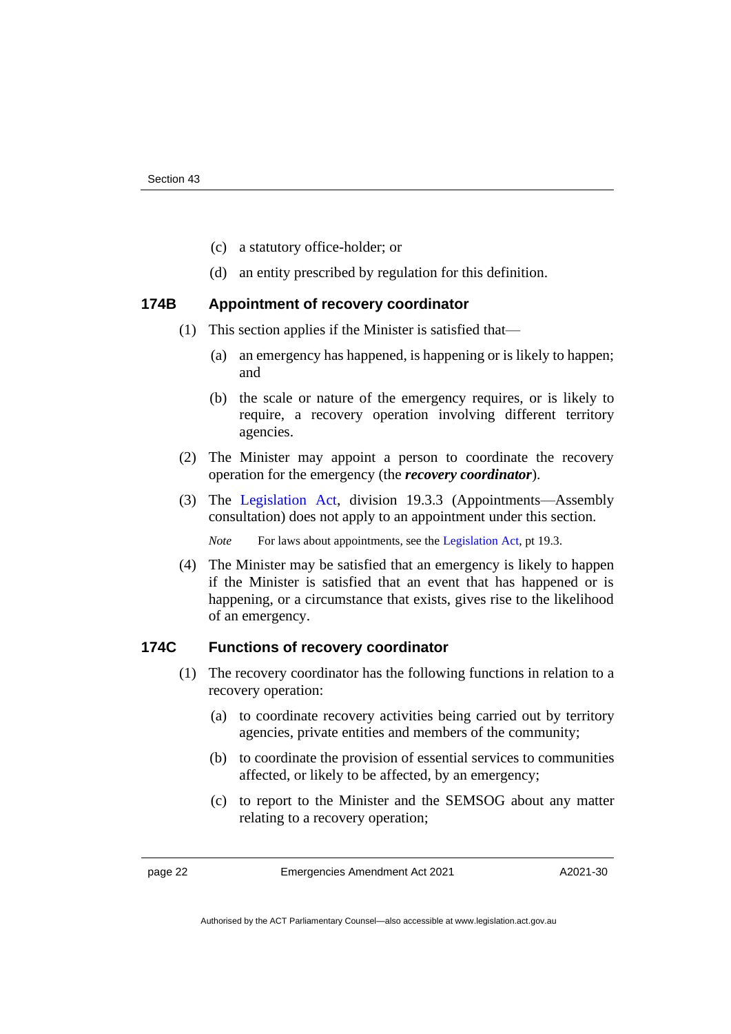(c) a statutory office-holder; or

(d) an entity prescribed by regulation for this definition.

### 174B Appointment of recovery coordinator

(1) This section applies if the Minister is satisfied that—

(a) an emergency has happened, is happening or is likely to happen; and

(b) the scale or nature of the emergency requires, or is likely to require, a recovery operation involving different territory agencies.

(2) The Minister may appoint a person to coordinate the recovery operation for the emergency (the ***recovery coordinator***).

(3) The Legislation Act, division 19.3.3 (Appointments—Assembly consultation) does not apply to an appointment under this section.

*Note* For laws about appointments, see the Legislation Act, pt 19.3.

(4) The Minister may be satisfied that an emergency is likely to happen if the Minister is satisfied that an event that has happened or is happening, or a circumstance that exists, gives rise to the likelihood of an emergency.

### 174C Functions of recovery coordinator

(1) The recovery coordinator has the following functions in relation to a recovery operation:

(a) to coordinate recovery activities being carried out by territory agencies, private entities and members of the community;

(b) to coordinate the provision of essential services to communities affected, or likely to be affected, by an emergency;

(c) to report to the Minister and the SEMSOG about any matter relating to a recovery operation;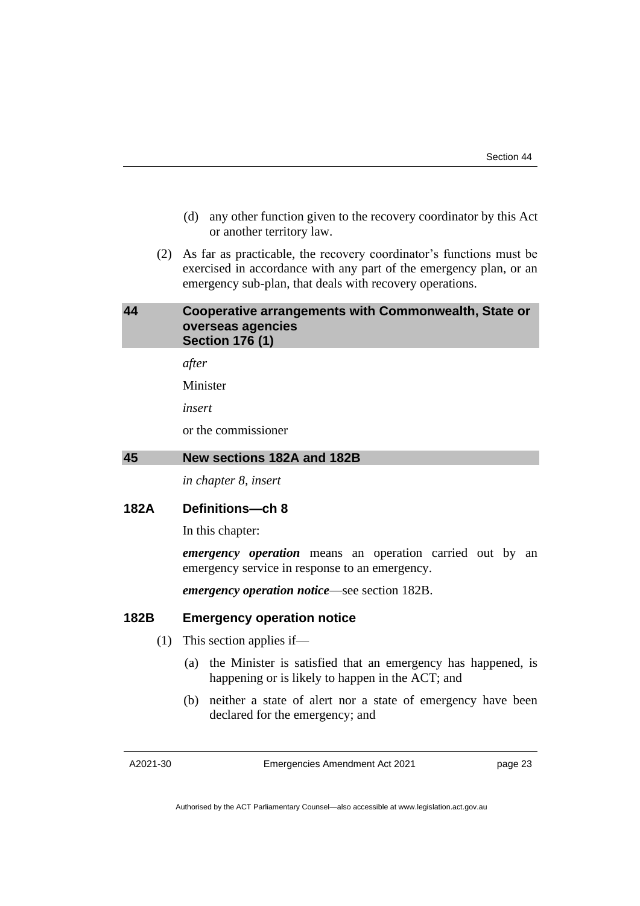(d) any other function given to the recovery coordinator by this Act or another territory law.

(2) As far as practicable, the recovery coordinator's functions must be exercised in accordance with any part of the emergency plan, or an emergency sub-plan, that deals with recovery operations.

## 44 Cooperative arrangements with Commonwealth, State or overseas agencies Section 176 (1)

*after*

Minister

*insert*

or the commissioner

## 45 New sections 182A and 182B

*in chapter 8, insert*

### 182A Definitions—ch 8

In this chapter:

***emergency operation*** means an operation carried out by an emergency service in response to an emergency.

***emergency operation notice***—see section 182B.

### 182B Emergency operation notice

(1) This section applies if—

(a) the Minister is satisfied that an emergency has happened, is happening or is likely to happen in the ACT; and

(b) neither a state of alert nor a state of emergency have been declared for the emergency; and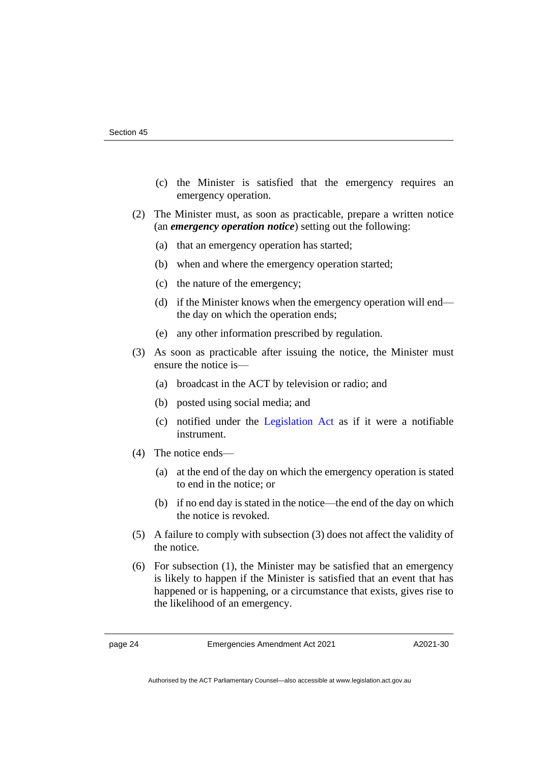(c) the Minister is satisfied that the emergency requires an emergency operation.

(2) The Minister must, as soon as practicable, prepare a written notice (an ***emergency operation notice***) setting out the following:

(a) that an emergency operation has started;

(b) when and where the emergency operation started;

(c) the nature of the emergency;

(d) if the Minister knows when the emergency operation will end—the day on which the operation ends;

(e) any other information prescribed by regulation.

(3) As soon as practicable after issuing the notice, the Minister must ensure the notice is—

(a) broadcast in the ACT by television or radio; and

(b) posted using social media; and

(c) notified under the Legislation Act as if it were a notifiable instrument.

(4) The notice ends—

(a) at the end of the day on which the emergency operation is stated to end in the notice; or

(b) if no end day is stated in the notice—the end of the day on which the notice is revoked.

(5) A failure to comply with subsection (3) does not affect the validity of the notice.

(6) For subsection (1), the Minister may be satisfied that an emergency is likely to happen if the Minister is satisfied that an event that has happened or is happening, or a circumstance that exists, gives rise to the likelihood of an emergency.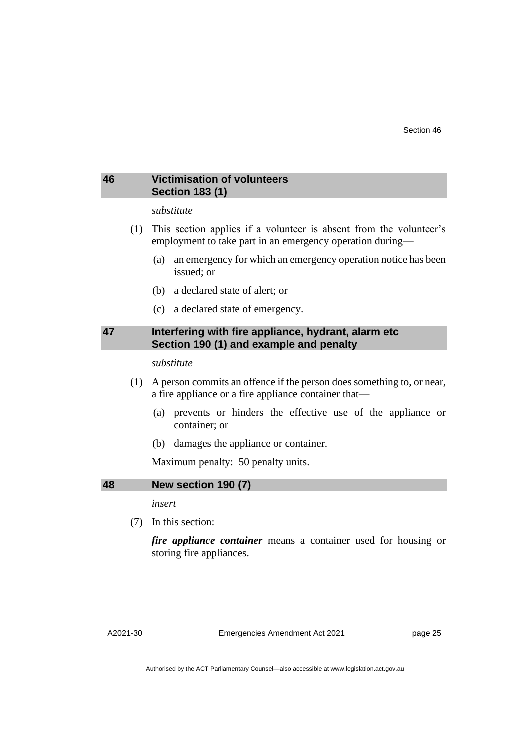## 46 Victimisation of volunteers
### Section 183 (1)

*substitute*

(1) This section applies if a volunteer is absent from the volunteer's employment to take part in an emergency operation during—

(a) an emergency for which an emergency operation notice has been issued; or

(b) a declared state of alert; or

(c) a declared state of emergency.

## 47 Interfering with fire appliance, hydrant, alarm etc
### Section 190 (1) and example and penalty

*substitute*

(1) A person commits an offence if the person does something to, or near, a fire appliance or a fire appliance container that—

(a) prevents or hinders the effective use of the appliance or container; or

(b) damages the appliance or container.

Maximum penalty: 50 penalty units.

## 48 New section 190 (7)

*insert*

(7) In this section:

***fire appliance container*** means a container used for housing or storing fire appliances.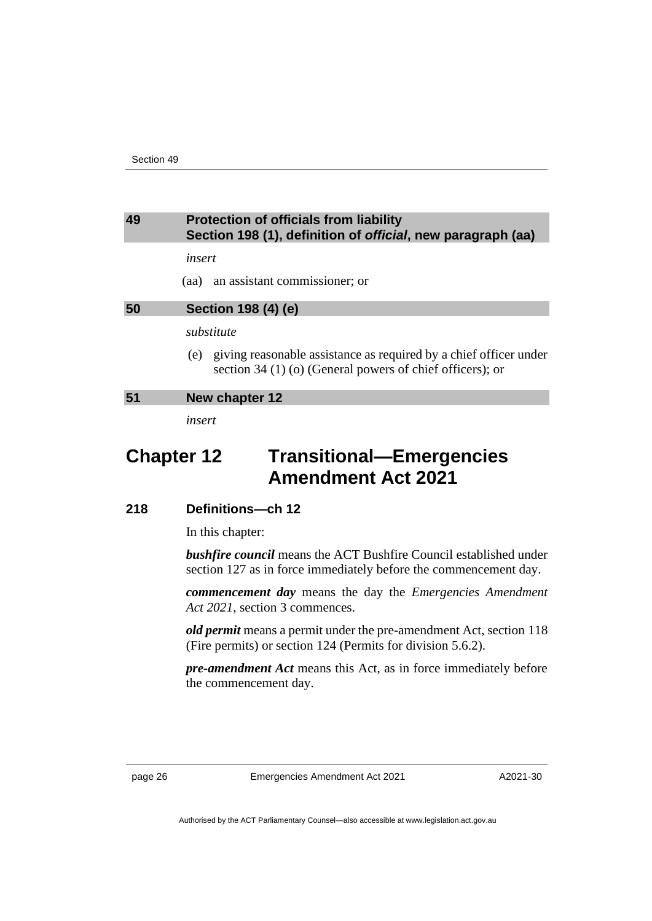## 49 Protection of officials from liability Section 198 (1), definition of *official*, new paragraph (aa)

*insert*

(aa) an assistant commissioner; or

## 50 Section 198 (4) (e)

*substitute*

(e) giving reasonable assistance as required by a chief officer under section 34 (1) (o) (General powers of chief officers); or

## 51 New chapter 12

*insert*

# Chapter 12 Transitional—Emergencies Amendment Act 2021

### 218 Definitions—ch 12

In this chapter:

***bushfire council*** means the ACT Bushfire Council established under section 127 as in force immediately before the commencement day.

***commencement day*** means the day the *Emergencies Amendment Act 2021*, section 3 commences.

***old permit*** means a permit under the pre-amendment Act, section 118 (Fire permits) or section 124 (Permits for division 5.6.2).

***pre-amendment Act*** means this Act, as in force immediately before the commencement day.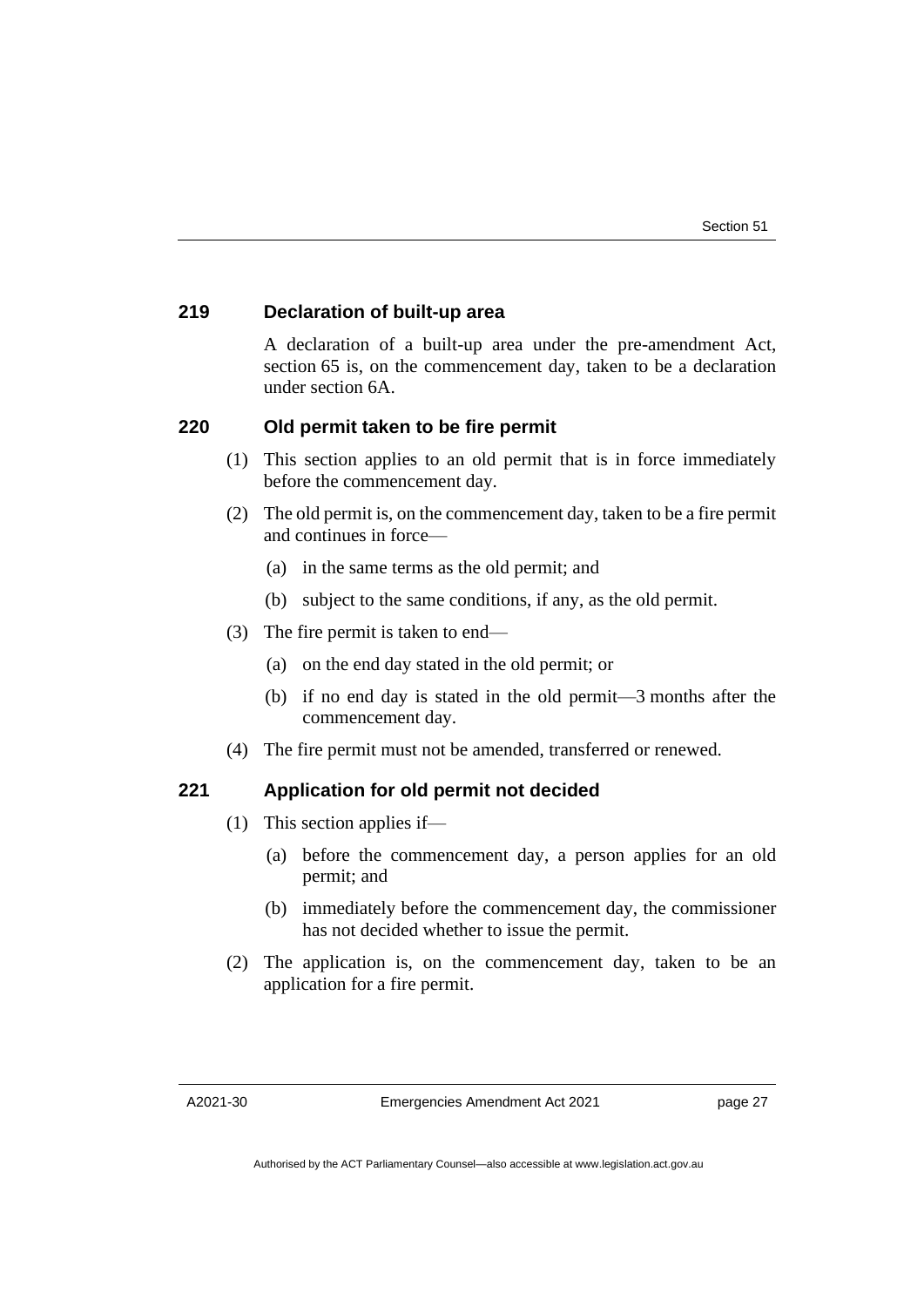### 219 Declaration of built-up area

A declaration of a built-up area under the pre-amendment Act, section 65 is, on the commencement day, taken to be a declaration under section 6A.

### 220 Old permit taken to be fire permit

(1) This section applies to an old permit that is in force immediately before the commencement day.

(2) The old permit is, on the commencement day, taken to be a fire permit and continues in force—

(a) in the same terms as the old permit; and

(b) subject to the same conditions, if any, as the old permit.

(3) The fire permit is taken to end—

(a) on the end day stated in the old permit; or

(b) if no end day is stated in the old permit—3 months after the commencement day.

(4) The fire permit must not be amended, transferred or renewed.

### 221 Application for old permit not decided

(1) This section applies if—

(a) before the commencement day, a person applies for an old permit; and

(b) immediately before the commencement day, the commissioner has not decided whether to issue the permit.

(2) The application is, on the commencement day, taken to be an application for a fire permit.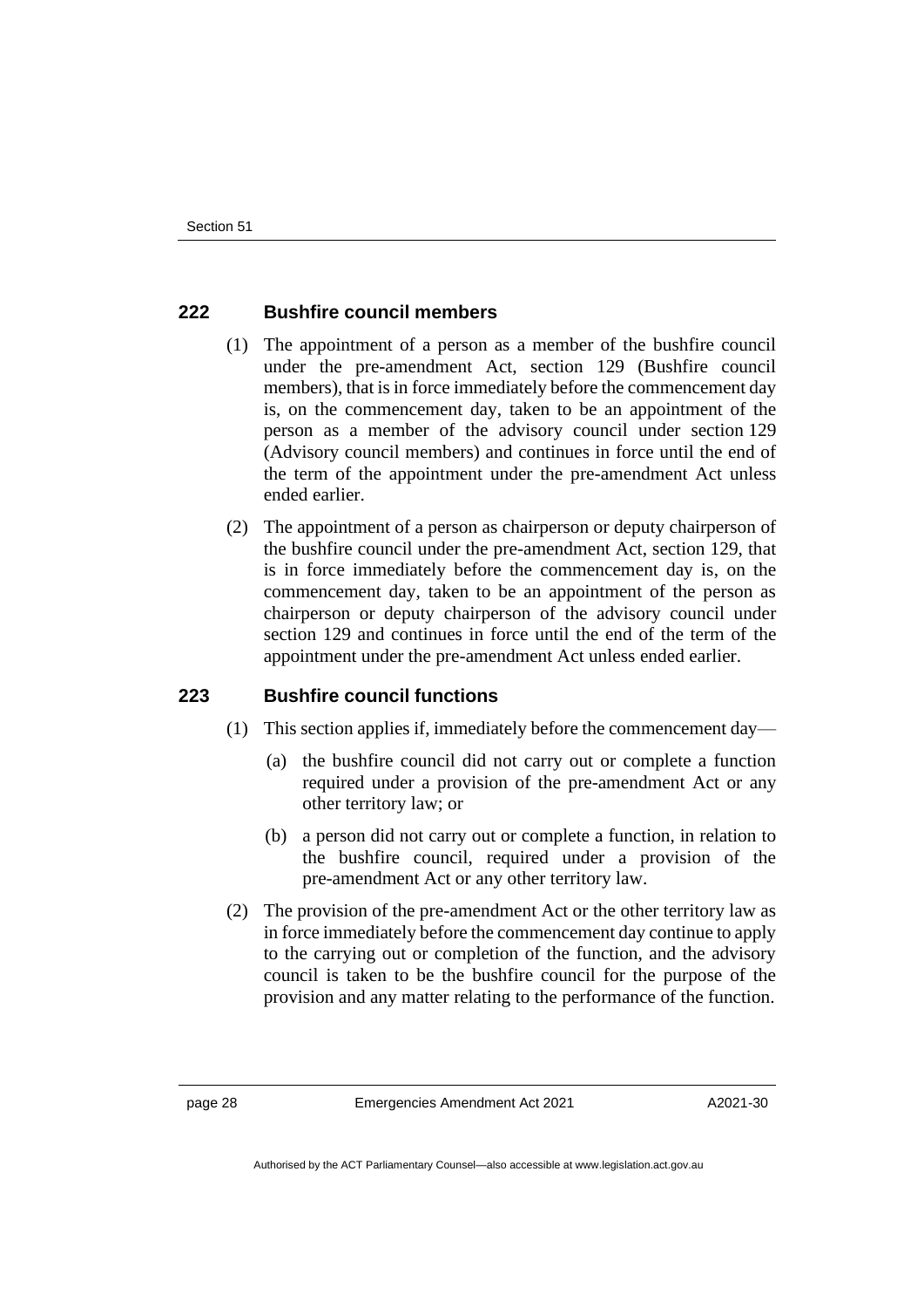### 222 Bushfire council members

(1) The appointment of a person as a member of the bushfire council under the pre-amendment Act, section 129 (Bushfire council members), that is in force immediately before the commencement day is, on the commencement day, taken to be an appointment of the person as a member of the advisory council under section 129 (Advisory council members) and continues in force until the end of the term of the appointment under the pre-amendment Act unless ended earlier.

(2) The appointment of a person as chairperson or deputy chairperson of the bushfire council under the pre-amendment Act, section 129, that is in force immediately before the commencement day is, on the commencement day, taken to be an appointment of the person as chairperson or deputy chairperson of the advisory council under section 129 and continues in force until the end of the term of the appointment under the pre-amendment Act unless ended earlier.

### 223 Bushfire council functions

(1) This section applies if, immediately before the commencement day—

(a) the bushfire council did not carry out or complete a function required under a provision of the pre-amendment Act or any other territory law; or

(b) a person did not carry out or complete a function, in relation to the bushfire council, required under a provision of the pre-amendment Act or any other territory law.

(2) The provision of the pre-amendment Act or the other territory law as in force immediately before the commencement day continue to apply to the carrying out or completion of the function, and the advisory council is taken to be the bushfire council for the purpose of the provision and any matter relating to the performance of the function.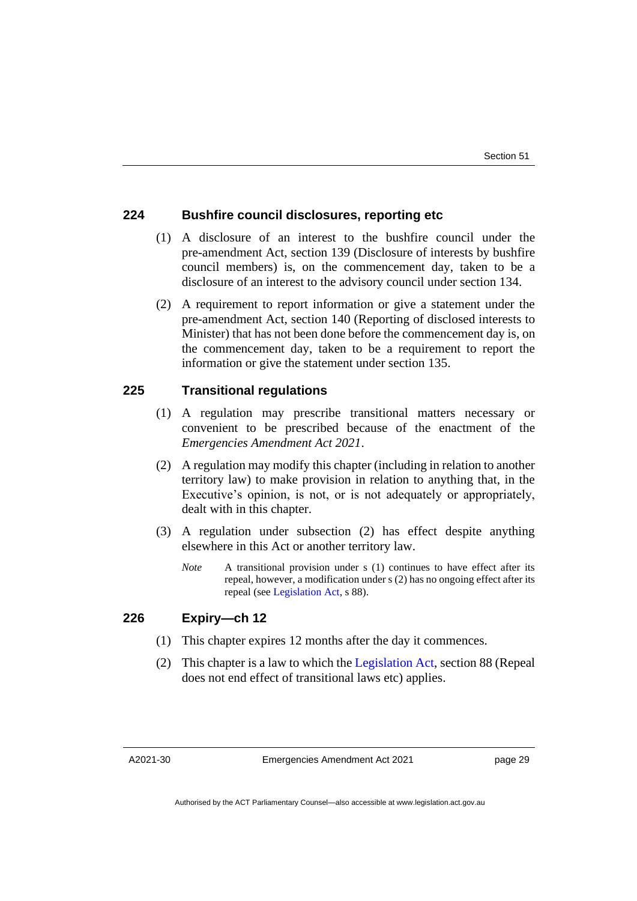### 224 Bushfire council disclosures, reporting etc

(1) A disclosure of an interest to the bushfire council under the pre-amendment Act, section 139 (Disclosure of interests by bushfire council members) is, on the commencement day, taken to be a disclosure of an interest to the advisory council under section 134.

(2) A requirement to report information or give a statement under the pre-amendment Act, section 140 (Reporting of disclosed interests to Minister) that has not been done before the commencement day is, on the commencement day, taken to be a requirement to report the information or give the statement under section 135.

### 225 Transitional regulations

(1) A regulation may prescribe transitional matters necessary or convenient to be prescribed because of the enactment of the *Emergencies Amendment Act 2021*.

(2) A regulation may modify this chapter (including in relation to another territory law) to make provision in relation to anything that, in the Executive's opinion, is not, or is not adequately or appropriately, dealt with in this chapter.

(3) A regulation under subsection (2) has effect despite anything elsewhere in this Act or another territory law.

*Note* A transitional provision under s (1) continues to have effect after its repeal, however, a modification under s (2) has no ongoing effect after its repeal (see Legislation Act, s 88).

### 226 Expiry—ch 12

(1) This chapter expires 12 months after the day it commences.

(2) This chapter is a law to which the Legislation Act, section 88 (Repeal does not end effect of transitional laws etc) applies.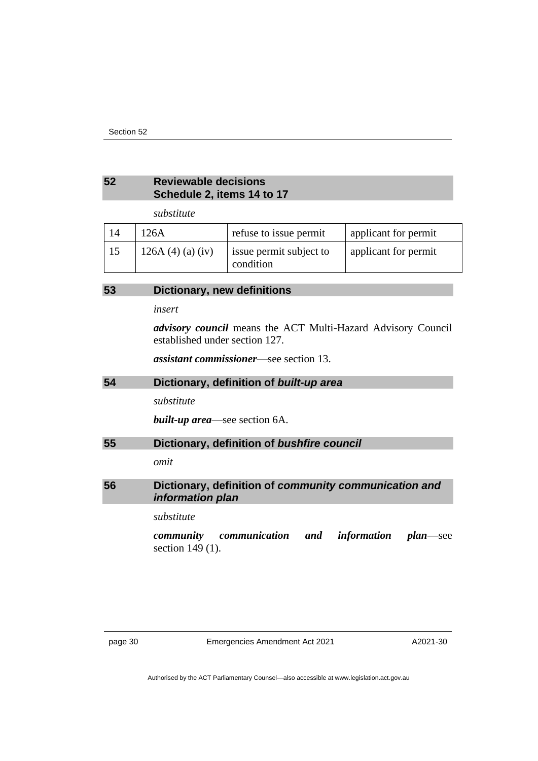## 52 Reviewable decisions
## Schedule 2, items 14 to 17

*substitute*

| | | | |
|---|---|---|---|
| 14 | 126A | refuse to issue permit | applicant for permit |
| 15 | 126A (4) (a) (iv) | issue permit subject to condition | applicant for permit |

## 53 Dictionary, new definitions

*insert*

***advisory council*** means the ACT Multi-Hazard Advisory Council established under section 127.

***assistant commissioner***—see section 13.

## 54 Dictionary, definition of *built-up area*

*substitute*

***built-up area***—see section 6A.

## 55 Dictionary, definition of *bushfire council*

*omit*

## 56 Dictionary, definition of *community communication and information plan*

*substitute*

***community communication and information plan***—see section 149 (1).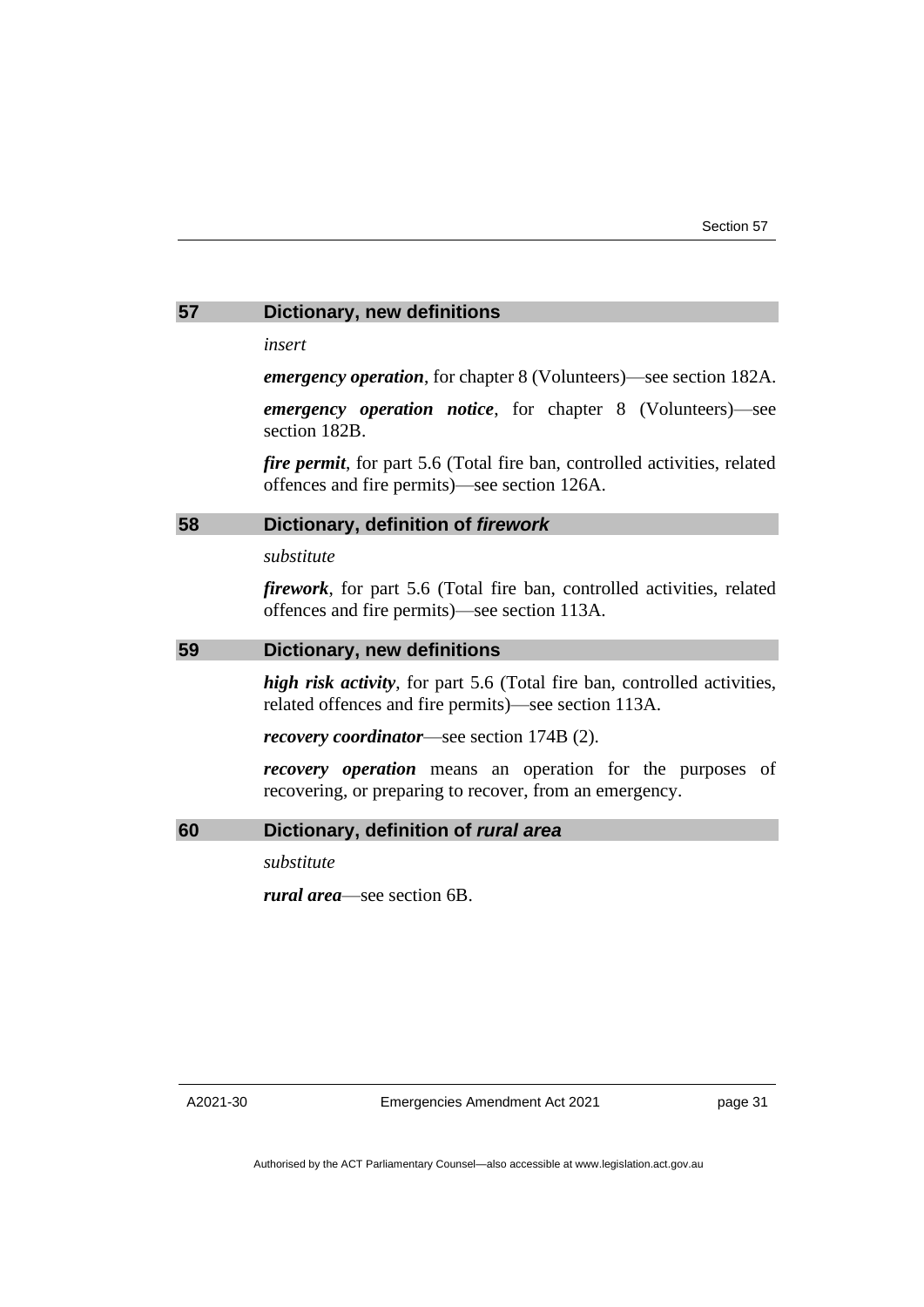## 57 Dictionary, new definitions

*insert*

***emergency operation***, for chapter 8 (Volunteers)—see section 182A.

***emergency operation notice***, for chapter 8 (Volunteers)—see section 182B.

***fire permit***, for part 5.6 (Total fire ban, controlled activities, related offences and fire permits)—see section 126A.

## 58 Dictionary, definition of *firework*

*substitute*

***firework***, for part 5.6 (Total fire ban, controlled activities, related offences and fire permits)—see section 113A.

## 59 Dictionary, new definitions

***high risk activity***, for part 5.6 (Total fire ban, controlled activities, related offences and fire permits)—see section 113A.

***recovery coordinator***—see section 174B (2).

***recovery operation*** means an operation for the purposes of recovering, or preparing to recover, from an emergency.

## 60 Dictionary, definition of *rural area*

*substitute*

***rural area***—see section 6B.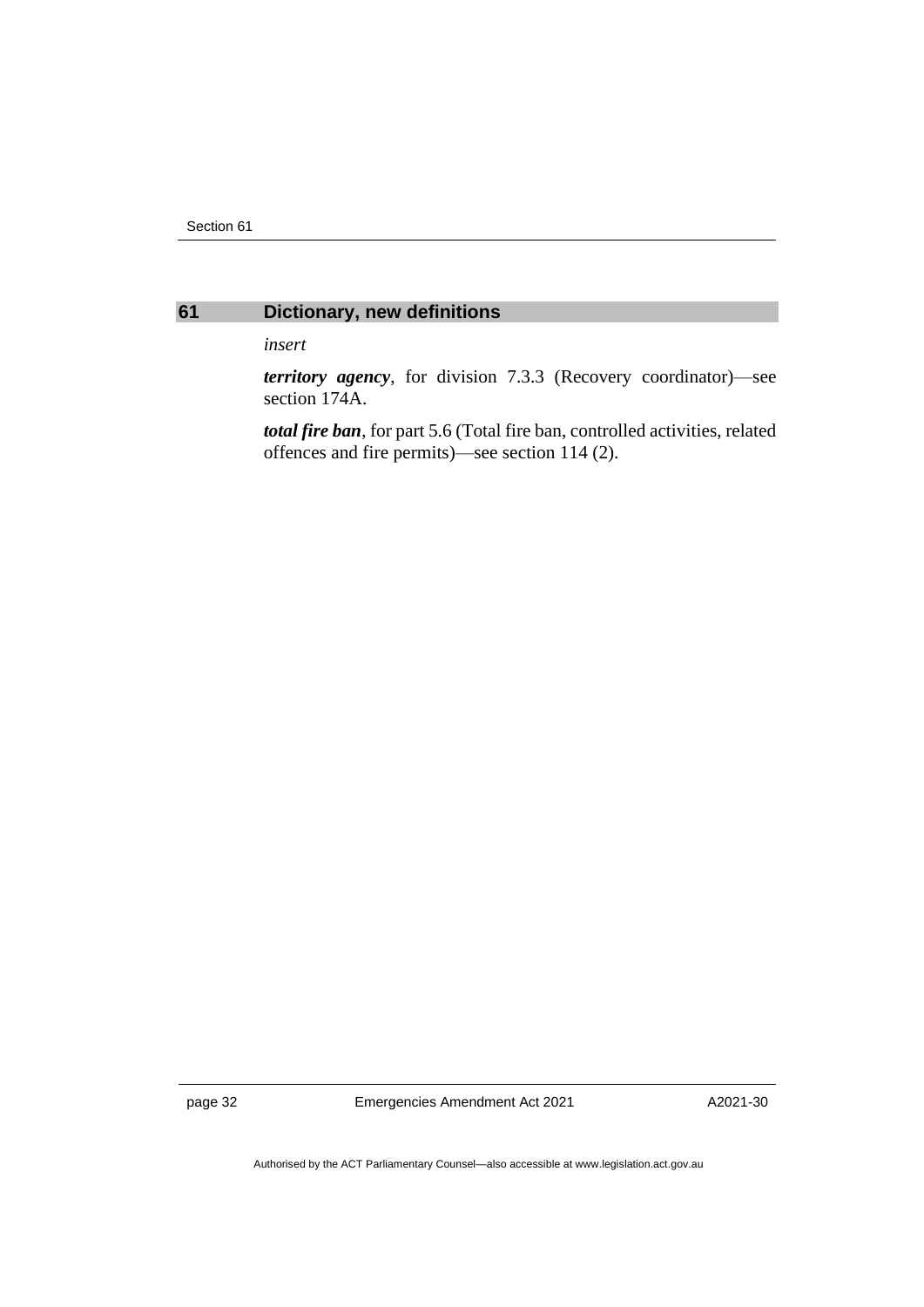## 61 Dictionary, new definitions

*insert*

***territory agency***, for division 7.3.3 (Recovery coordinator)—see section 174A.

***total fire ban***, for part 5.6 (Total fire ban, controlled activities, related offences and fire permits)—see section 114 (2).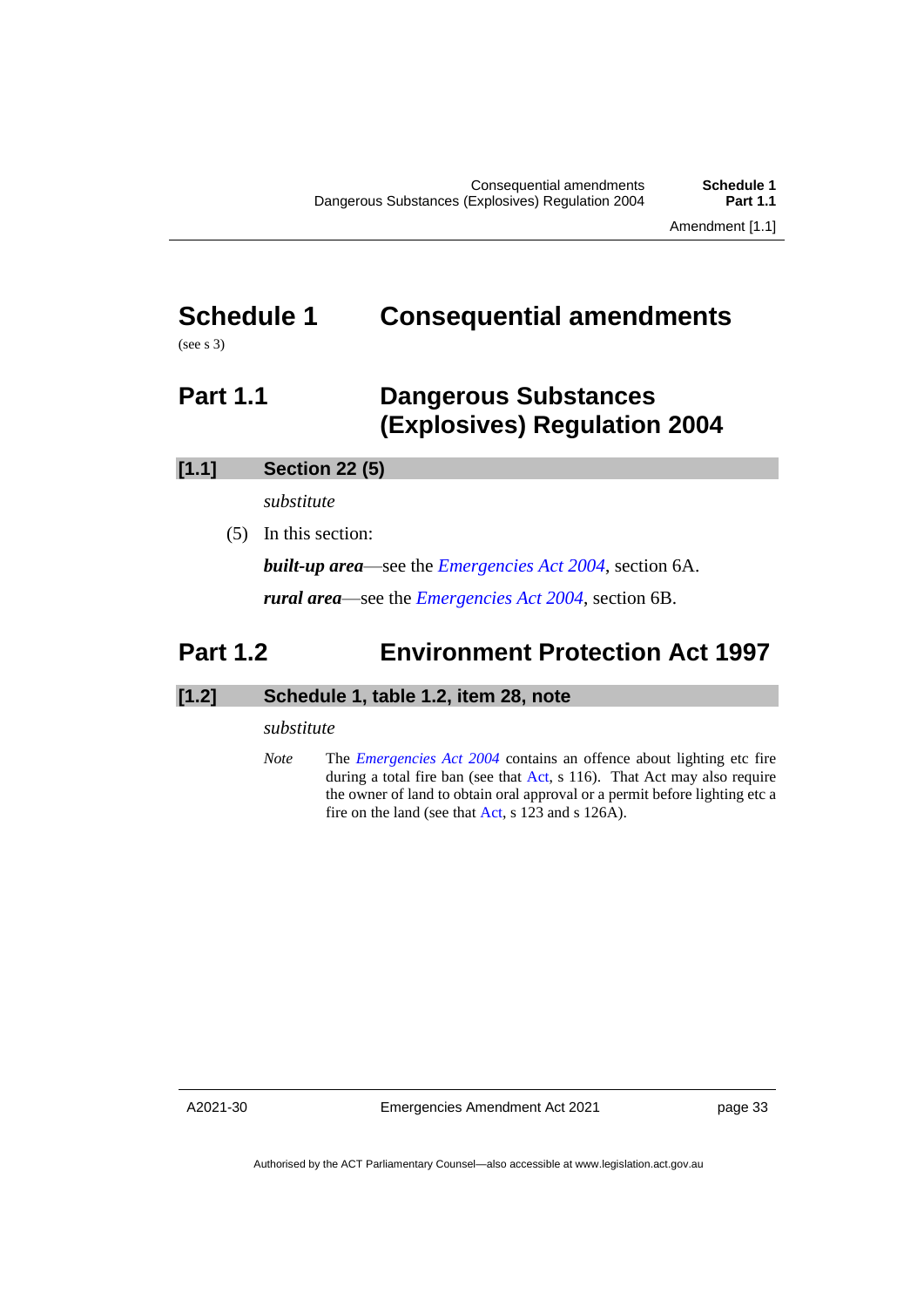# Schedule 1 Consequential amendments

(see s 3)

## Part 1.1 Dangerous Substances (Explosives) Regulation 2004

### [1.1] Section 22 (5)

*substitute*

(5) In this section:

***built-up area***—see the *Emergencies Act 2004*, section 6A.

***rural area***—see the *Emergencies Act 2004*, section 6B.

## Part 1.2 Environment Protection Act 1997

### [1.2] Schedule 1, table 1.2, item 28, note

*substitute*

*Note* The *Emergencies Act 2004* contains an offence about lighting etc fire during a total fire ban (see that Act, s 116). That Act may also require the owner of land to obtain oral approval or a permit before lighting etc a fire on the land (see that Act, s 123 and s 126A).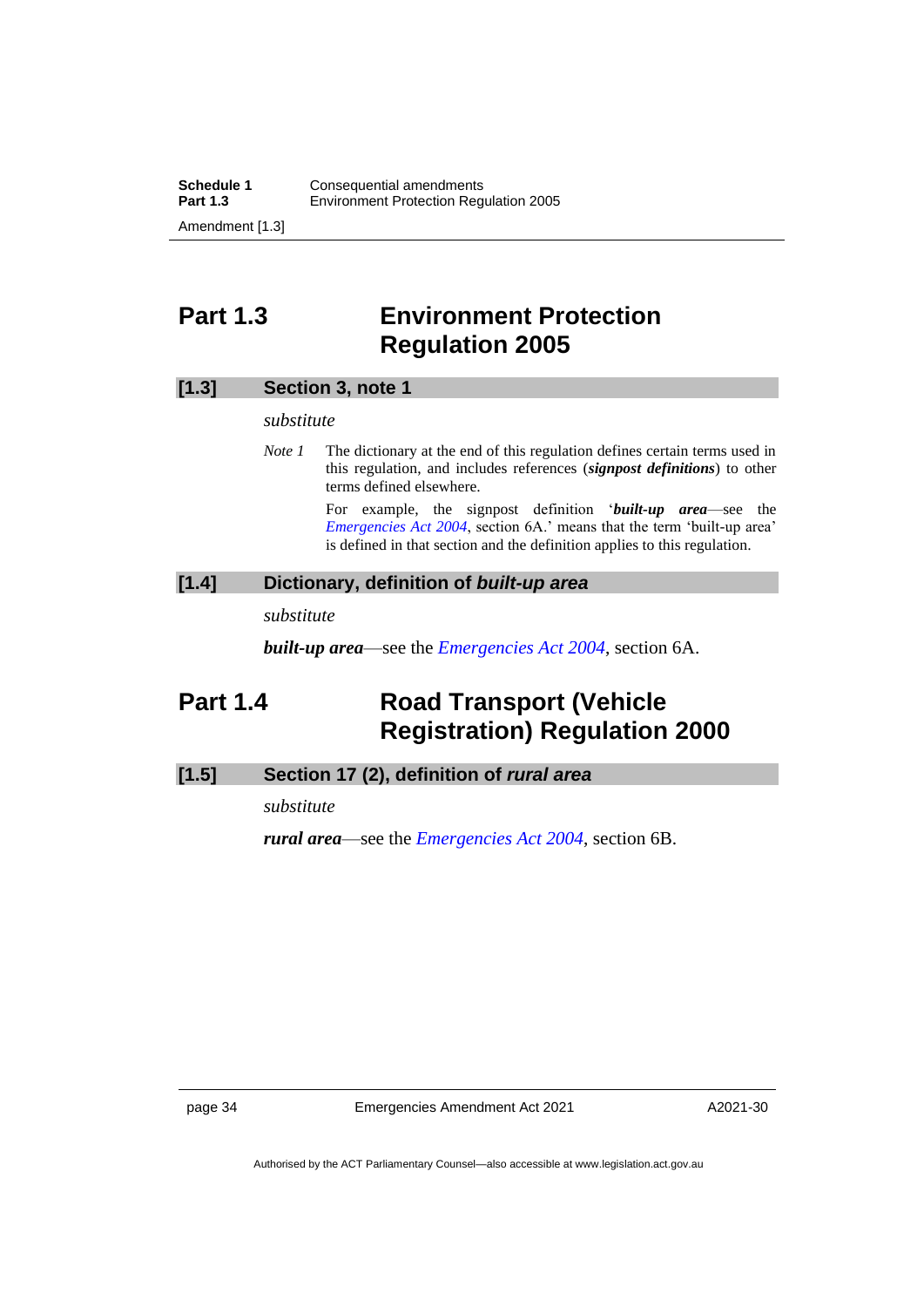## Part 1.3 Environment Protection Regulation 2005

### [1.3] Section 3, note 1

*substitute*

*Note 1* The dictionary at the end of this regulation defines certain terms used in this regulation, and includes references (***signpost definitions***) to other terms defined elsewhere.

For example, the signpost definition '***built-up area***—see the *Emergencies Act 2004*, section 6A.' means that the term 'built-up area' is defined in that section and the definition applies to this regulation.

### [1.4] Dictionary, definition of *built-up area*

*substitute*

***built-up area***—see the *Emergencies Act 2004*, section 6A.

## Part 1.4 Road Transport (Vehicle Registration) Regulation 2000

### [1.5] Section 17 (2), definition of *rural area*

*substitute*

***rural area***—see the *Emergencies Act 2004*, section 6B.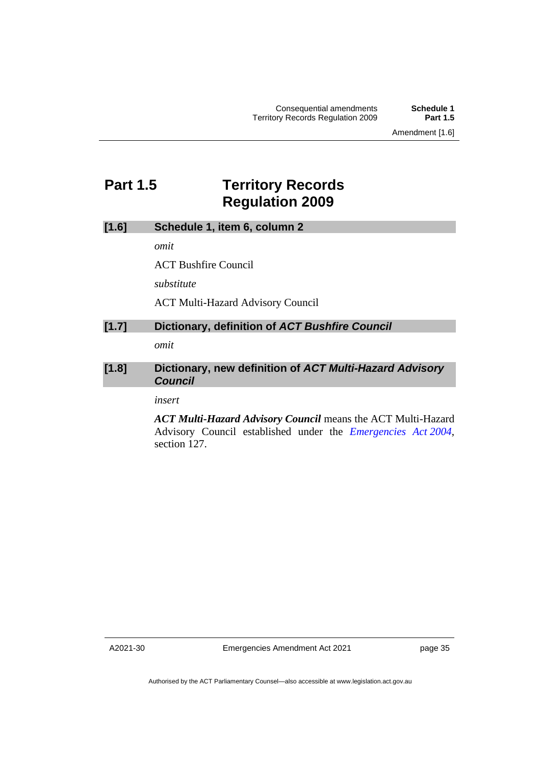## Part 1.5 Territory Records Regulation 2009

### [1.6] Schedule 1, item 6, column 2

*omit*

ACT Bushfire Council

*substitute*

ACT Multi-Hazard Advisory Council

### [1.7] Dictionary, definition of *ACT Bushfire Council*

*omit*

### [1.8] Dictionary, new definition of *ACT Multi-Hazard Advisory Council*

*insert*

***ACT Multi-Hazard Advisory Council*** means the ACT Multi-Hazard Advisory Council established under the *Emergencies Act 2004*, section 127.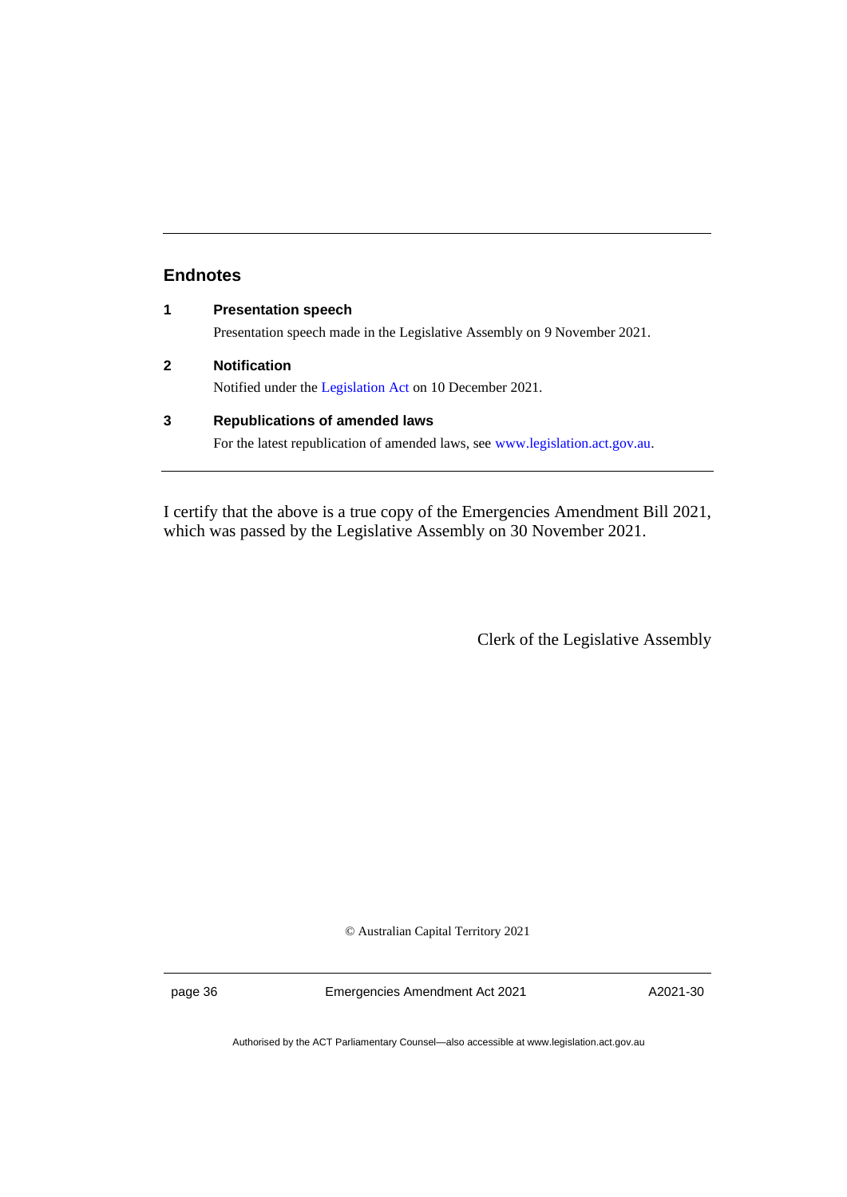## Endnotes

**1 Presentation speech**

Presentation speech made in the Legislative Assembly on 9 November 2021.

**2 Notification**

Notified under the Legislation Act on 10 December 2021.

**3 Republications of amended laws**

For the latest republication of amended laws, see www.legislation.act.gov.au.

I certify that the above is a true copy of the Emergencies Amendment Bill 2021, which was passed by the Legislative Assembly on 30 November 2021.

Clerk of the Legislative Assembly

© Australian Capital Territory 2021